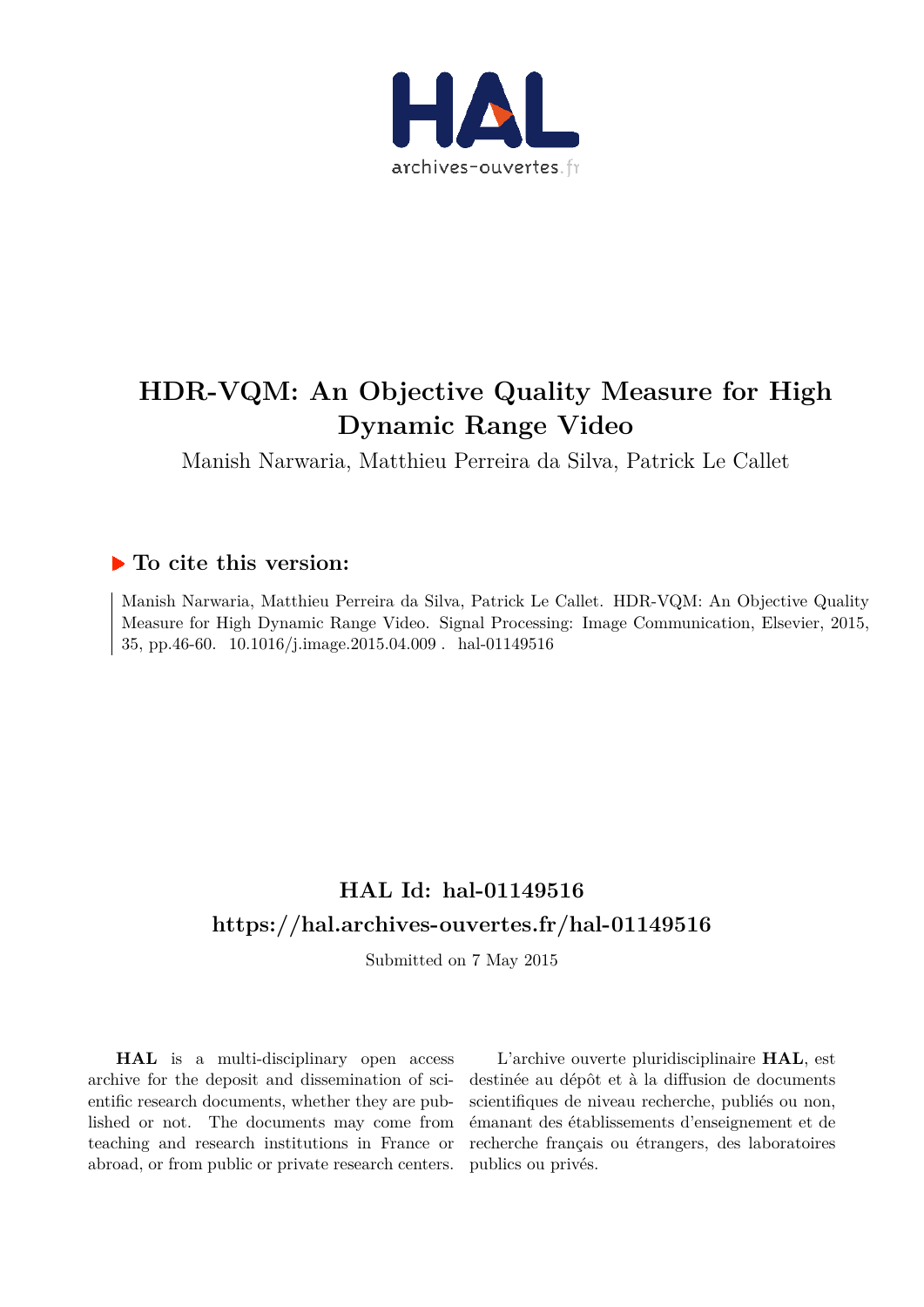# HDR-VQM: An Objective Quality Measure for High Dynamic Range Video

Manish Narwaria, Matthieu Perreira da Silva, Patrick Le Callet

## To cite this version:

Manish Narwaria, Matthieu Perreira da Silva, Patrick Le Callet. HDR-VQM: An Objective Quality Measure for High Dynamic Range Video. Signal Processing: Image Communication, Elsevier, 2015, 35, pp.46-60. 10.1016/j.image.2015.04.009 . hal-01149516

## HAL Id: hal-01149516
## https://hal.archives-ouvertes.fr/hal-01149516

Submitted on 7 May 2015

**HAL** is a multi-disciplinary open access archive for the deposit and dissemination of scientific research documents, whether they are published or not. The documents may come from teaching and research institutions in France or abroad, or from public or private research centers.

L'archive ouverte pluridisciplinaire **HAL**, est destinée au dépôt et à la diffusion de documents scientifiques de niveau recherche, publiés ou non, émanant des établissements d'enseignement et de recherche français ou étrangers, des laboratoires publics ou privés.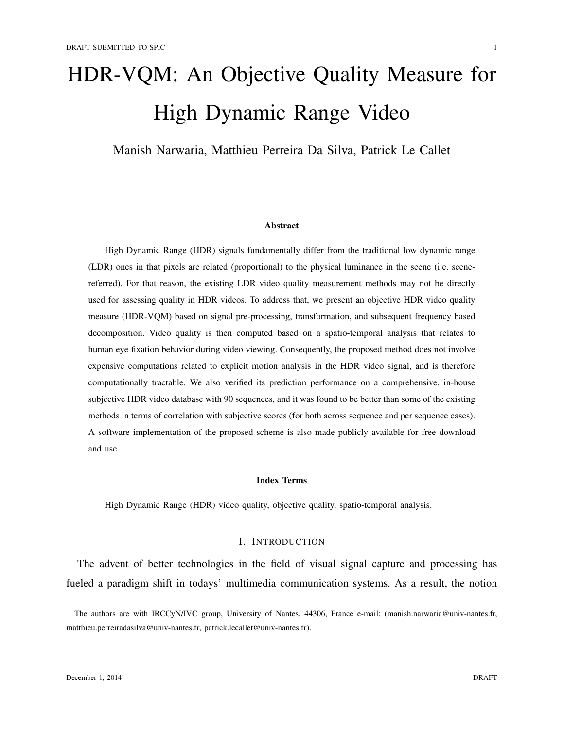# HDR-VQM: An Objective Quality Measure for High Dynamic Range Video

Manish Narwaria, Matthieu Perreira Da Silva, Patrick Le Callet

**Abstract**

High Dynamic Range (HDR) signals fundamentally differ from the traditional low dynamic range (LDR) ones in that pixels are related (proportional) to the physical luminance in the scene (i.e. scene-referred). For that reason, the existing LDR video quality measurement methods may not be directly used for assessing quality in HDR videos. To address that, we present an objective HDR video quality measure (HDR-VQM) based on signal pre-processing, transformation, and subsequent frequency based decomposition. Video quality is then computed based on a spatio-temporal analysis that relates to human eye fixation behavior during video viewing. Consequently, the proposed method does not involve expensive computations related to explicit motion analysis in the HDR video signal, and is therefore computationally tractable. We also verified its prediction performance on a comprehensive, in-house subjective HDR video database with 90 sequences, and it was found to be better than some of the existing methods in terms of correlation with subjective scores (for both across sequence and per sequence cases). A software implementation of the proposed scheme is also made publicly available for free download and use.

**Index Terms**

High Dynamic Range (HDR) video quality, objective quality, spatio-temporal analysis.

## I. Introduction

The advent of better technologies in the field of visual signal capture and processing has fueled a paradigm shift in todays' multimedia communication systems. As a result, the notion

The authors are with IRCCyN/IVC group, University of Nantes, 44306, France e-mail: (manish.narwaria@univ-nantes.fr, matthieu.perreiradasilva@univ-nantes.fr, patrick.lecallet@univ-nantes.fr).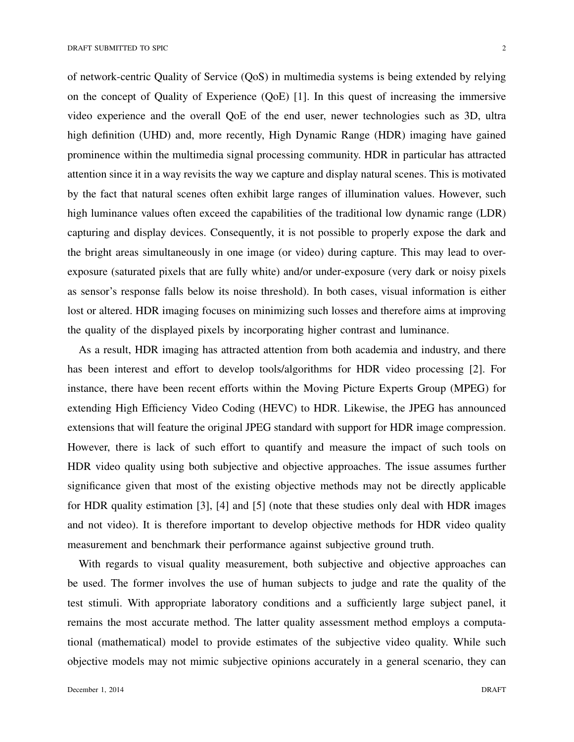of network-centric Quality of Service (QoS) in multimedia systems is being extended by relying on the concept of Quality of Experience (QoE) [1]. In this quest of increasing the immersive video experience and the overall QoE of the end user, newer technologies such as 3D, ultra high definition (UHD) and, more recently, High Dynamic Range (HDR) imaging have gained prominence within the multimedia signal processing community. HDR in particular has attracted attention since it in a way revisits the way we capture and display natural scenes. This is motivated by the fact that natural scenes often exhibit large ranges of illumination values. However, such high luminance values often exceed the capabilities of the traditional low dynamic range (LDR) capturing and display devices. Consequently, it is not possible to properly expose the dark and the bright areas simultaneously in one image (or video) during capture. This may lead to over-exposure (saturated pixels that are fully white) and/or under-exposure (very dark or noisy pixels as sensor's response falls below its noise threshold). In both cases, visual information is either lost or altered. HDR imaging focuses on minimizing such losses and therefore aims at improving the quality of the displayed pixels by incorporating higher contrast and luminance.

As a result, HDR imaging has attracted attention from both academia and industry, and there has been interest and effort to develop tools/algorithms for HDR video processing [2]. For instance, there have been recent efforts within the Moving Picture Experts Group (MPEG) for extending High Efficiency Video Coding (HEVC) to HDR. Likewise, the JPEG has announced extensions that will feature the original JPEG standard with support for HDR image compression. However, there is lack of such effort to quantify and measure the impact of such tools on HDR video quality using both subjective and objective approaches. The issue assumes further significance given that most of the existing objective methods may not be directly applicable for HDR quality estimation [3], [4] and [5] (note that these studies only deal with HDR images and not video). It is therefore important to develop objective methods for HDR video quality measurement and benchmark their performance against subjective ground truth.

With regards to visual quality measurement, both subjective and objective approaches can be used. The former involves the use of human subjects to judge and rate the quality of the test stimuli. With appropriate laboratory conditions and a sufficiently large subject panel, it remains the most accurate method. The latter quality assessment method employs a computational (mathematical) model to provide estimates of the subjective video quality. While such objective models may not mimic subjective opinions accurately in a general scenario, they can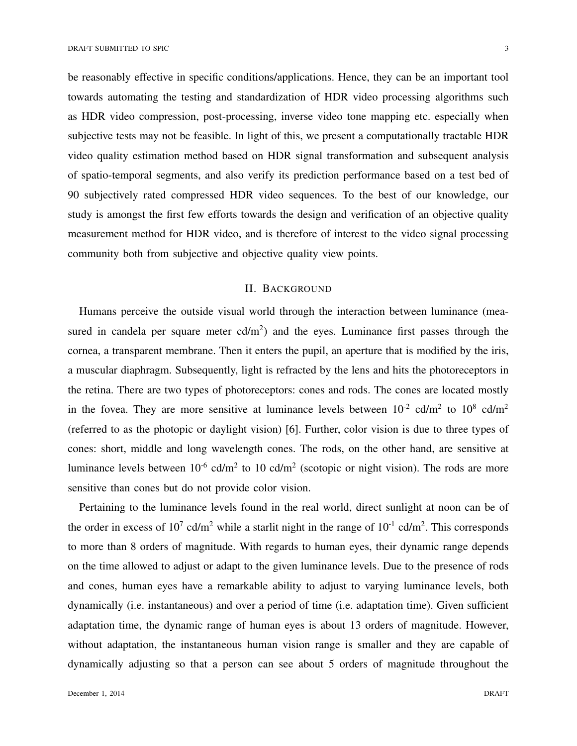be reasonably effective in specific conditions/applications. Hence, they can be an important tool towards automating the testing and standardization of HDR video processing algorithms such as HDR video compression, post-processing, inverse video tone mapping etc. especially when subjective tests may not be feasible. In light of this, we present a computationally tractable HDR video quality estimation method based on HDR signal transformation and subsequent analysis of spatio-temporal segments, and also verify its prediction performance based on a test bed of 90 subjectively rated compressed HDR video sequences. To the best of our knowledge, our study is amongst the first few efforts towards the design and verification of an objective quality measurement method for HDR video, and is therefore of interest to the video signal processing community both from subjective and objective quality view points.

## II. Background

Humans perceive the outside visual world through the interaction between luminance (measured in candela per square meter cd/m$^2$) and the eyes. Luminance first passes through the cornea, a transparent membrane. Then it enters the pupil, an aperture that is modified by the iris, a muscular diaphragm. Subsequently, light is refracted by the lens and hits the photoreceptors in the retina. There are two types of photoreceptors: cones and rods. The cones are located mostly in the fovea. They are more sensitive at luminance levels between $10^{-2}$ cd/m$^2$ to $10^{8}$ cd/m$^2$ (referred to as the photopic or daylight vision) [6]. Further, color vision is due to three types of cones: short, middle and long wavelength cones. The rods, on the other hand, are sensitive at luminance levels between $10^{-6}$ cd/m$^2$ to 10 cd/m$^2$ (scotopic or night vision). The rods are more sensitive than cones but do not provide color vision.

Pertaining to the luminance levels found in the real world, direct sunlight at noon can be of the order in excess of $10^{7}$ cd/m$^2$ while a starlit night in the range of $10^{-1}$ cd/m$^2$. This corresponds to more than 8 orders of magnitude. With regards to human eyes, their dynamic range depends on the time allowed to adjust or adapt to the given luminance levels. Due to the presence of rods and cones, human eyes have a remarkable ability to adjust to varying luminance levels, both dynamically (i.e. instantaneous) and over a period of time (i.e. adaptation time). Given sufficient adaptation time, the dynamic range of human eyes is about 13 orders of magnitude. However, without adaptation, the instantaneous human vision range is smaller and they are capable of dynamically adjusting so that a person can see about 5 orders of magnitude throughout the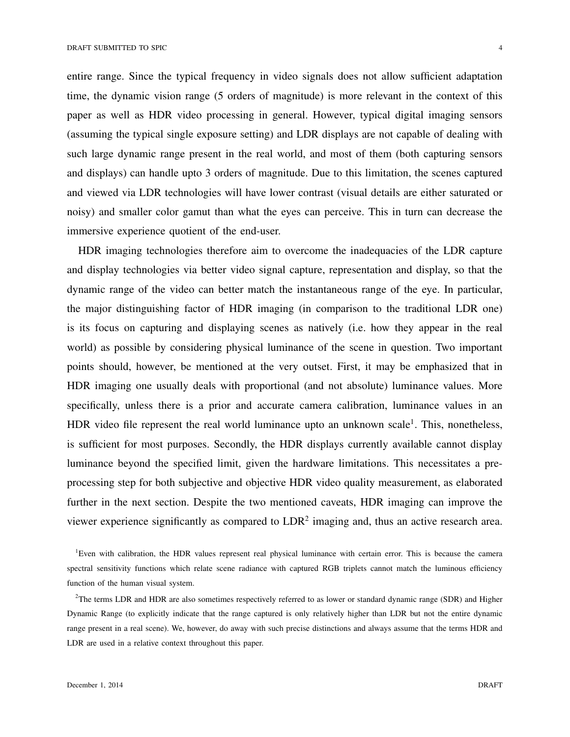entire range. Since the typical frequency in video signals does not allow sufficient adaptation time, the dynamic vision range (5 orders of magnitude) is more relevant in the context of this paper as well as HDR video processing in general. However, typical digital imaging sensors (assuming the typical single exposure setting) and LDR displays are not capable of dealing with such large dynamic range present in the real world, and most of them (both capturing sensors and displays) can handle upto 3 orders of magnitude. Due to this limitation, the scenes captured and viewed via LDR technologies will have lower contrast (visual details are either saturated or noisy) and smaller color gamut than what the eyes can perceive. This in turn can decrease the immersive experience quotient of the end-user.

HDR imaging technologies therefore aim to overcome the inadequacies of the LDR capture and display technologies via better video signal capture, representation and display, so that the dynamic range of the video can better match the instantaneous range of the eye. In particular, the major distinguishing factor of HDR imaging (in comparison to the traditional LDR one) is its focus on capturing and displaying scenes as natively (i.e. how they appear in the real world) as possible by considering physical luminance of the scene in question. Two important points should, however, be mentioned at the very outset. First, it may be emphasized that in HDR imaging one usually deals with proportional (and not absolute) luminance values. More specifically, unless there is a prior and accurate camera calibration, luminance values in an HDR video file represent the real world luminance upto an unknown scale[1]. This, nonetheless, is sufficient for most purposes. Secondly, the HDR displays currently available cannot display luminance beyond the specified limit, given the hardware limitations. This necessitates a pre-processing step for both subjective and objective HDR video quality measurement, as elaborated further in the next section. Despite the two mentioned caveats, HDR imaging can improve the viewer experience significantly as compared to LDR[2] imaging and, thus an active research area.

[1]Even with calibration, the HDR values represent real physical luminance with certain error. This is because the camera spectral sensitivity functions which relate scene radiance with captured RGB triplets cannot match the luminous efficiency function of the human visual system.

[2]The terms LDR and HDR are also sometimes respectively referred to as lower or standard dynamic range (SDR) and Higher Dynamic Range (to explicitly indicate that the range captured is only relatively higher than LDR but not the entire dynamic range present in a real scene). We, however, do away with such precise distinctions and always assume that the terms HDR and LDR are used in a relative context throughout this paper.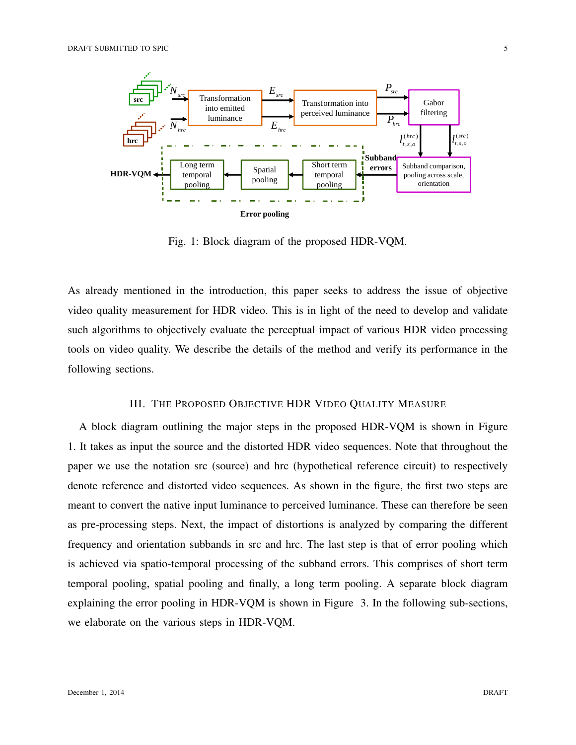Fig. 1: Block diagram of the proposed HDR-VQM.

As already mentioned in the introduction, this paper seeks to address the issue of objective video quality measurement for HDR video. This is in light of the need to develop and validate such algorithms to objectively evaluate the perceptual impact of various HDR video processing tools on video quality. We describe the details of the method and verify its performance in the following sections.

## III. The Proposed Objective HDR Video Quality Measure

A block diagram outlining the major steps in the proposed HDR-VQM is shown in Figure 1. It takes as input the source and the distorted HDR video sequences. Note that throughout the paper we use the notation src (source) and hrc (hypothetical reference circuit) to respectively denote reference and distorted video sequences. As shown in the figure, the first two steps are meant to convert the native input luminance to perceived luminance. These can therefore be seen as pre-processing steps. Next, the impact of distortions is analyzed by comparing the different frequency and orientation subbands in src and hrc. The last step is that of error pooling which is achieved via spatio-temporal processing of the subband errors. This comprises of short term temporal pooling, spatial pooling and finally, a long term pooling. A separate block diagram explaining the error pooling in HDR-VQM is shown in Figure 3. In the following sub-sections, we elaborate on the various steps in HDR-VQM.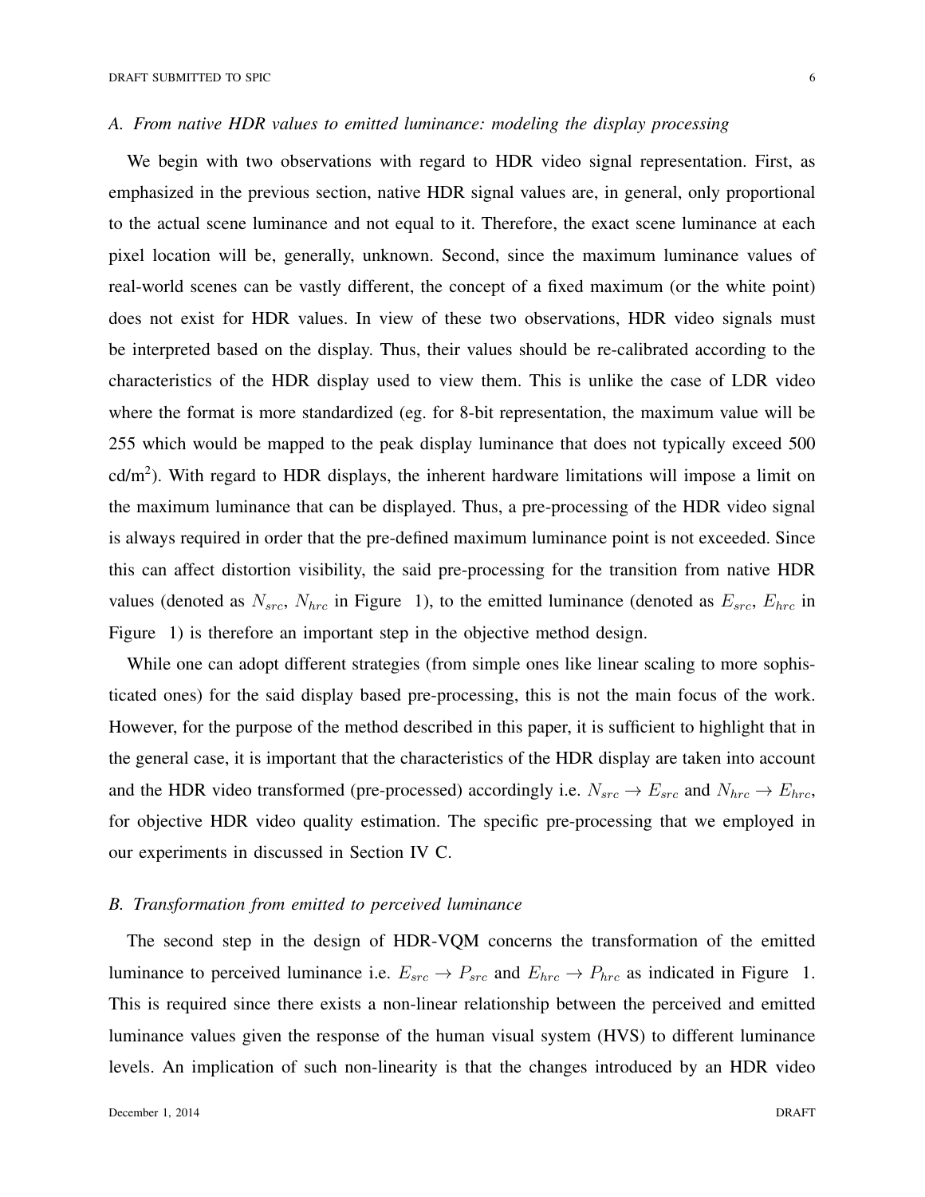### *A. From native HDR values to emitted luminance: modeling the display processing*

We begin with two observations with regard to HDR video signal representation. First, as emphasized in the previous section, native HDR signal values are, in general, only proportional to the actual scene luminance and not equal to it. Therefore, the exact scene luminance at each pixel location will be, generally, unknown. Second, since the maximum luminance values of real-world scenes can be vastly different, the concept of a fixed maximum (or the white point) does not exist for HDR values. In view of these two observations, HDR video signals must be interpreted based on the display. Thus, their values should be re-calibrated according to the characteristics of the HDR display used to view them. This is unlike the case of LDR video where the format is more standardized (eg. for 8-bit representation, the maximum value will be 255 which would be mapped to the peak display luminance that does not typically exceed 500 cd/m$^2$). With regard to HDR displays, the inherent hardware limitations will impose a limit on the maximum luminance that can be displayed. Thus, a pre-processing of the HDR video signal is always required in order that the pre-defined maximum luminance point is not exceeded. Since this can affect distortion visibility, the said pre-processing for the transition from native HDR values (denoted as $N_{src}$, $N_{hrc}$ in Figure 1), to the emitted luminance (denoted as $E_{src}$, $E_{hrc}$ in Figure 1) is therefore an important step in the objective method design.

While one can adopt different strategies (from simple ones like linear scaling to more sophisticated ones) for the said display based pre-processing, this is not the main focus of the work. However, for the purpose of the method described in this paper, it is sufficient to highlight that in the general case, it is important that the characteristics of the HDR display are taken into account and the HDR video transformed (pre-processed) accordingly i.e. $N_{src} \rightarrow E_{src}$ and $N_{hrc} \rightarrow E_{hrc}$, for objective HDR video quality estimation. The specific pre-processing that we employed in our experiments in discussed in Section IV C.

### *B. Transformation from emitted to perceived luminance*

The second step in the design of HDR-VQM concerns the transformation of the emitted luminance to perceived luminance i.e. $E_{src} \rightarrow P_{src}$ and $E_{hrc} \rightarrow P_{hrc}$ as indicated in Figure 1. This is required since there exists a non-linear relationship between the perceived and emitted luminance values given the response of the human visual system (HVS) to different luminance levels. An implication of such non-linearity is that the changes introduced by an HDR video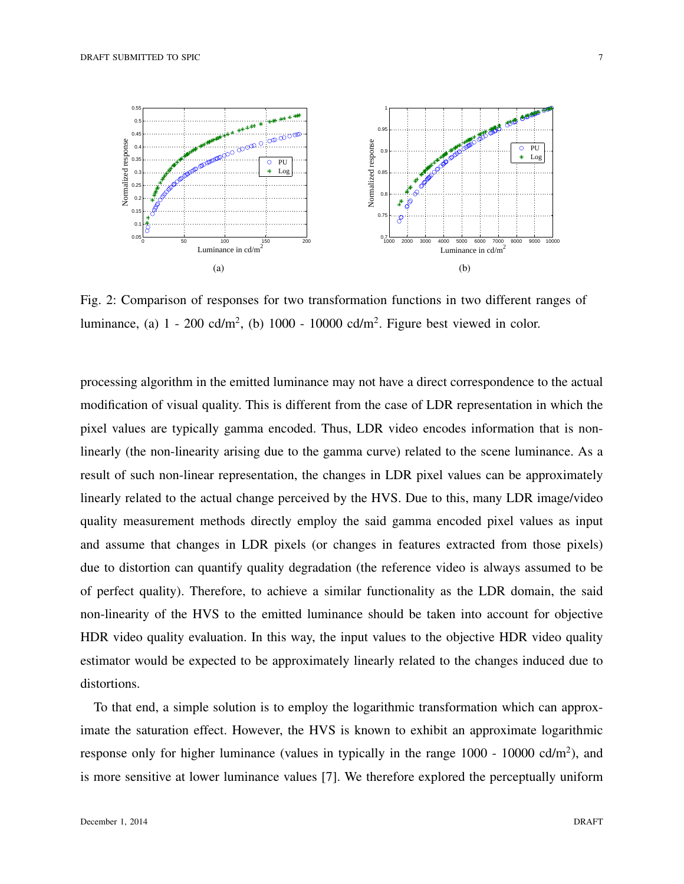Fig. 2: Comparison of responses for two transformation functions in two different ranges of luminance, (a) 1 - 200 cd/m$^2$, (b) 1000 - 10000 cd/m$^2$. Figure best viewed in color.

processing algorithm in the emitted luminance may not have a direct correspondence to the actual modification of visual quality. This is different from the case of LDR representation in which the pixel values are typically gamma encoded. Thus, LDR video encodes information that is non-linearly (the non-linearity arising due to the gamma curve) related to the scene luminance. As a result of such non-linear representation, the changes in LDR pixel values can be approximately linearly related to the actual change perceived by the HVS. Due to this, many LDR image/video quality measurement methods directly employ the said gamma encoded pixel values as input and assume that changes in LDR pixels (or changes in features extracted from those pixels) due to distortion can quantify quality degradation (the reference video is always assumed to be of perfect quality). Therefore, to achieve a similar functionality as the LDR domain, the said non-linearity of the HVS to the emitted luminance should be taken into account for objective HDR video quality evaluation. In this way, the input values to the objective HDR video quality estimator would be expected to be approximately linearly related to the changes induced due to distortions.

To that end, a simple solution is to employ the logarithmic transformation which can approximate the saturation effect. However, the HVS is known to exhibit an approximate logarithmic response only for higher luminance (values in typically in the range 1000 - 10000 cd/m$^2$), and is more sensitive at lower luminance values [7]. We therefore explored the perceptually uniform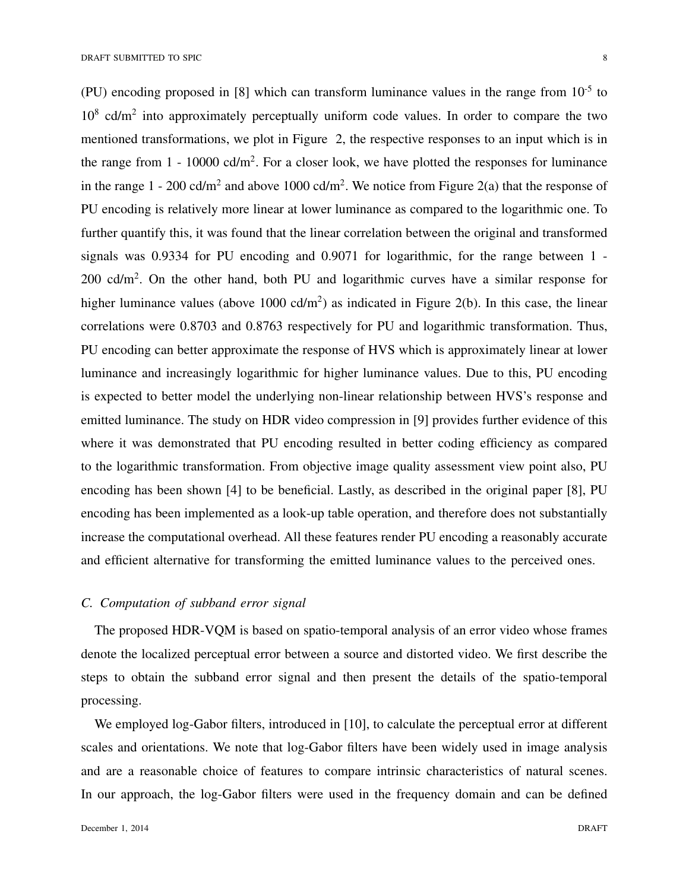(PU) encoding proposed in [8] which can transform luminance values in the range from $10^{-5}$ to $10^{8}$ cd/m$^2$ into approximately perceptually uniform code values. In order to compare the two mentioned transformations, we plot in Figure 2, the respective responses to an input which is in the range from 1 - 10000 cd/m$^2$. For a closer look, we have plotted the responses for luminance in the range 1 - 200 cd/m$^2$ and above 1000 cd/m$^2$. We notice from Figure 2(a) that the response of PU encoding is relatively more linear at lower luminance as compared to the logarithmic one. To further quantify this, it was found that the linear correlation between the original and transformed signals was 0.9334 for PU encoding and 0.9071 for logarithmic, for the range between 1 - 200 cd/m$^2$. On the other hand, both PU and logarithmic curves have a similar response for higher luminance values (above 1000 cd/m$^2$) as indicated in Figure 2(b). In this case, the linear correlations were 0.8703 and 0.8763 respectively for PU and logarithmic transformation. Thus, PU encoding can better approximate the response of HVS which is approximately linear at lower luminance and increasingly logarithmic for higher luminance values. Due to this, PU encoding is expected to better model the underlying non-linear relationship between HVS's response and emitted luminance. The study on HDR video compression in [9] provides further evidence of this where it was demonstrated that PU encoding resulted in better coding efficiency as compared to the logarithmic transformation. From objective image quality assessment view point also, PU encoding has been shown [4] to be beneficial. Lastly, as described in the original paper [8], PU encoding has been implemented as a look-up table operation, and therefore does not substantially increase the computational overhead. All these features render PU encoding a reasonably accurate and efficient alternative for transforming the emitted luminance values to the perceived ones.

### *C. Computation of subband error signal*

The proposed HDR-VQM is based on spatio-temporal analysis of an error video whose frames denote the localized perceptual error between a source and distorted video. We first describe the steps to obtain the subband error signal and then present the details of the spatio-temporal processing.

We employed log-Gabor filters, introduced in [10], to calculate the perceptual error at different scales and orientations. We note that log-Gabor filters have been widely used in image analysis and are a reasonable choice of features to compare intrinsic characteristics of natural scenes. In our approach, the log-Gabor filters were used in the frequency domain and can be defined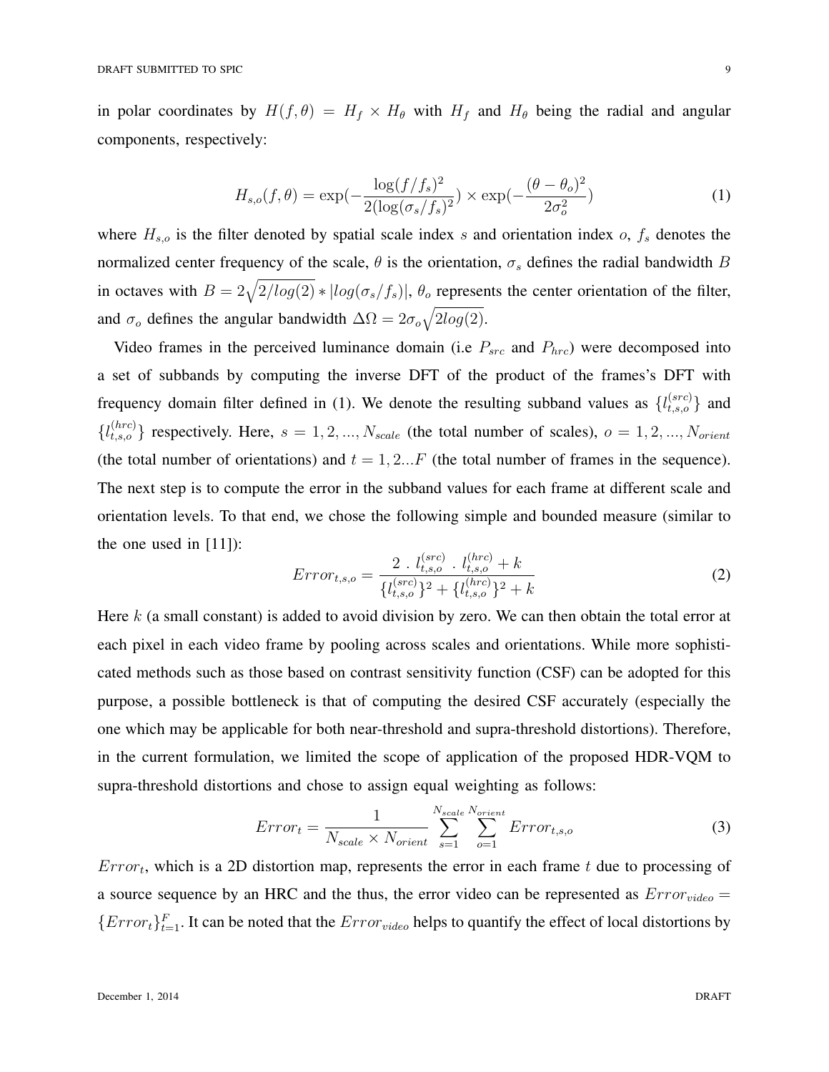in polar coordinates by $H(f,\theta) = H_f \times H_\theta$ with $H_f$ and $H_\theta$ being the radial and angular components, respectively:

$$H_{s,o}(f,\theta) = \exp(-\frac{\log(f/f_s)^2}{2(\log(\sigma_s/f_s)^2}) \times \exp(-\frac{(\theta-\theta_o)^2}{2\sigma_o^2}) \tag{1}$$

where $H_{s,o}$ is the filter denoted by spatial scale index $s$ and orientation index $o$, $f_s$ denotes the normalized center frequency of the scale, $\theta$ is the orientation, $\sigma_s$ defines the radial bandwidth $B$ in octaves with $B = 2\sqrt{2/log(2)} * |log(\sigma_s/f_s)|$, $\theta_o$ represents the center orientation of the filter, and $\sigma_o$ defines the angular bandwidth $\Delta\Omega = 2\sigma_o\sqrt{2log(2)}$.

Video frames in the perceived luminance domain (i.e $P_{src}$ and $P_{hrc}$) were decomposed into a set of subbands by computing the inverse DFT of the product of the frames's DFT with frequency domain filter defined in (1). We denote the resulting subband values as $\{l_{t,s,o}^{(src)}\}$ and $\{l_{t,s,o}^{(hrc)}\}$ respectively. Here, $s = 1, 2, ..., N_{scale}$ (the total number of scales), $o = 1, 2, ..., N_{orient}$ (the total number of orientations) and $t = 1, 2...F$ (the total number of frames in the sequence). The next step is to compute the error in the subband values for each frame at different scale and orientation levels. To that end, we chose the following simple and bounded measure (similar to the one used in [11]):

$$Error_{t,s,o} = \frac{2 \ . \ l_{t,s,o}^{(src)} \ . \ l_{t,s,o}^{(hrc)} + k}{\{l_{t,s,o}^{(src)}\}^2 + \{l_{t,s,o}^{(hrc)}\}^2 + k} \tag{2}$$

Here $k$ (a small constant) is added to avoid division by zero. We can then obtain the total error at each pixel in each video frame by pooling across scales and orientations. While more sophisticated methods such as those based on contrast sensitivity function (CSF) can be adopted for this purpose, a possible bottleneck is that of computing the desired CSF accurately (especially the one which may be applicable for both near-threshold and supra-threshold distortions). Therefore, in the current formulation, we limited the scope of application of the proposed HDR-VQM to supra-threshold distortions and chose to assign equal weighting as follows:

$$Error_t = \frac{1}{N_{scale} \times N_{orient}} \sum_{s=1}^{N_{scale}} \sum_{o=1}^{N_{orient}} Error_{t,s,o} \tag{3}$$

$Error_t$, which is a 2D distortion map, represents the error in each frame $t$ due to processing of a source sequence by an HRC and the thus, the error video can be represented as $Error_{video} = \{Error_t\}_{t=1}^{F}$. It can be noted that the $Error_{video}$ helps to quantify the effect of local distortions by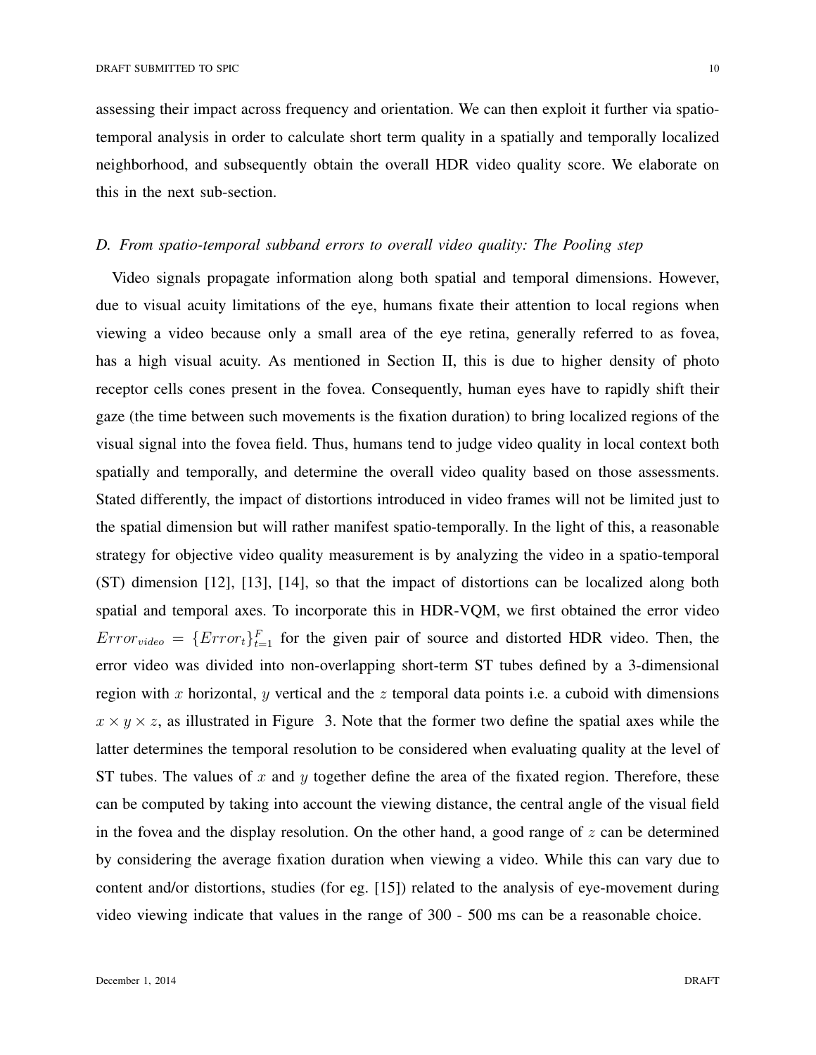assessing their impact across frequency and orientation. We can then exploit it further via spatio-temporal analysis in order to calculate short term quality in a spatially and temporally localized neighborhood, and subsequently obtain the overall HDR video quality score. We elaborate on this in the next sub-section.

### *D. From spatio-temporal subband errors to overall video quality: The Pooling step*

Video signals propagate information along both spatial and temporal dimensions. However, due to visual acuity limitations of the eye, humans fixate their attention to local regions when viewing a video because only a small area of the eye retina, generally referred to as fovea, has a high visual acuity. As mentioned in Section II, this is due to higher density of photo receptor cells cones present in the fovea. Consequently, human eyes have to rapidly shift their gaze (the time between such movements is the fixation duration) to bring localized regions of the visual signal into the fovea field. Thus, humans tend to judge video quality in local context both spatially and temporally, and determine the overall video quality based on those assessments. Stated differently, the impact of distortions introduced in video frames will not be limited just to the spatial dimension but will rather manifest spatio-temporally. In the light of this, a reasonable strategy for objective video quality measurement is by analyzing the video in a spatio-temporal (ST) dimension [12], [13], [14], so that the impact of distortions can be localized along both spatial and temporal axes. To incorporate this in HDR-VQM, we first obtained the error video $Error_{video} = \{Error_t\}_{t=1}^{F}$ for the given pair of source and distorted HDR video. Then, the error video was divided into non-overlapping short-term ST tubes defined by a 3-dimensional region with $x$ horizontal, $y$ vertical and the $z$ temporal data points i.e. a cuboid with dimensions $x \times y \times z$, as illustrated in Figure 3. Note that the former two define the spatial axes while the latter determines the temporal resolution to be considered when evaluating quality at the level of ST tubes. The values of $x$ and $y$ together define the area of the fixated region. Therefore, these can be computed by taking into account the viewing distance, the central angle of the visual field in the fovea and the display resolution. On the other hand, a good range of $z$ can be determined by considering the average fixation duration when viewing a video. While this can vary due to content and/or distortions, studies (for eg. [15]) related to the analysis of eye-movement during video viewing indicate that values in the range of 300 - 500 ms can be a reasonable choice.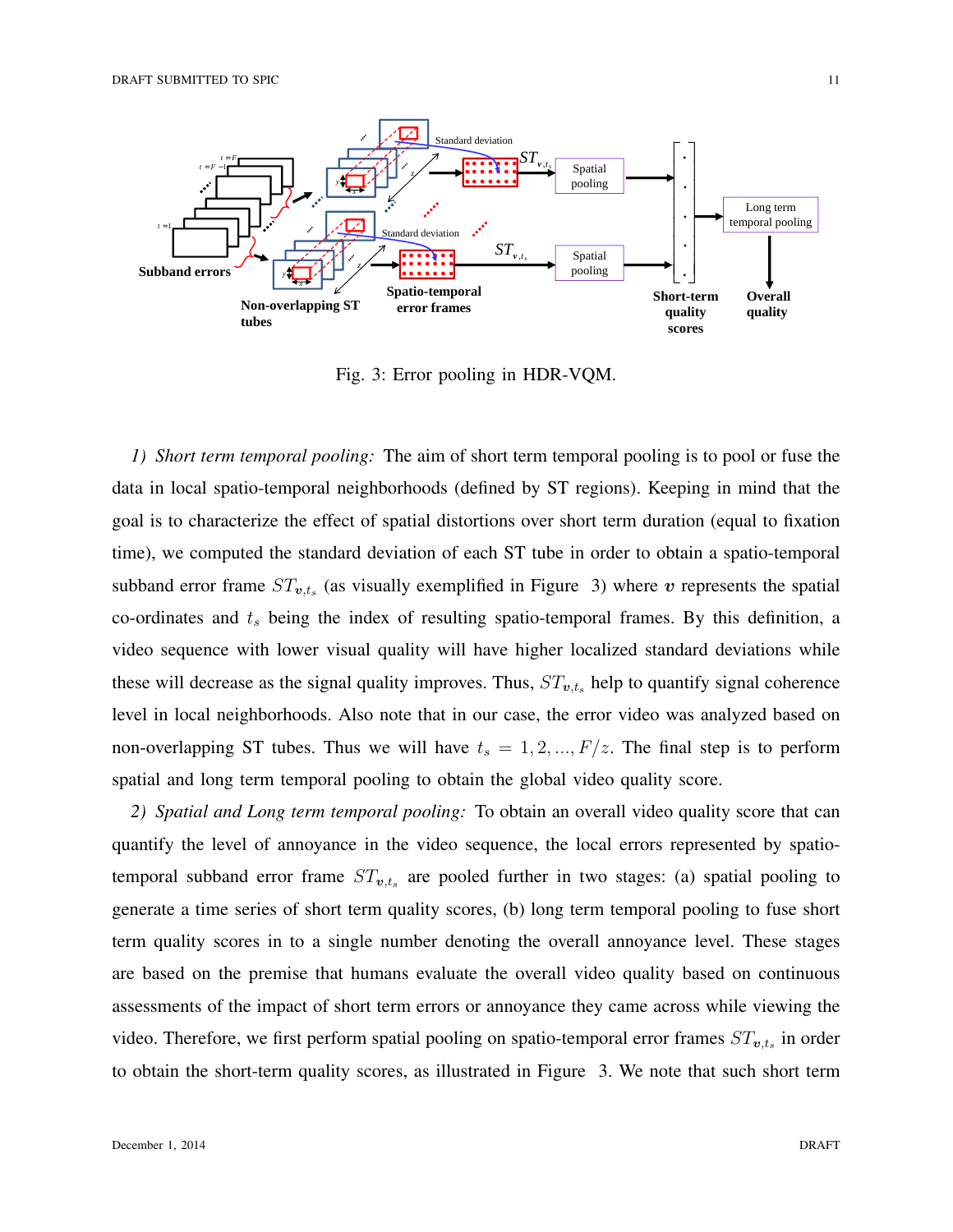Fig. 3: Error pooling in HDR-VQM.

*1) Short term temporal pooling:* The aim of short term temporal pooling is to pool or fuse the data in local spatio-temporal neighborhoods (defined by ST regions). Keeping in mind that the goal is to characterize the effect of spatial distortions over short term duration (equal to fixation time), we computed the standard deviation of each ST tube in order to obtain a spatio-temporal subband error frame $ST_{\boldsymbol{v},t_s}$ (as visually exemplified in Figure 3) where $\boldsymbol{v}$ represents the spatial co-ordinates and $t_s$ being the index of resulting spatio-temporal frames. By this definition, a video sequence with lower visual quality will have higher localized standard deviations while these will decrease as the signal quality improves. Thus, $ST_{\boldsymbol{v},t_s}$ help to quantify signal coherence level in local neighborhoods. Also note that in our case, the error video was analyzed based on non-overlapping ST tubes. Thus we will have $t_s = 1, 2, ..., F/z$. The final step is to perform spatial and long term temporal pooling to obtain the global video quality score.

*2) Spatial and Long term temporal pooling:* To obtain an overall video quality score that can quantify the level of annoyance in the video sequence, the local errors represented by spatio-temporal subband error frame $ST_{\boldsymbol{v},t_s}$ are pooled further in two stages: (a) spatial pooling to generate a time series of short term quality scores, (b) long term temporal pooling to fuse short term quality scores in to a single number denoting the overall annoyance level. These stages are based on the premise that humans evaluate the overall video quality based on continuous assessments of the impact of short term errors or annoyance they came across while viewing the video. Therefore, we first perform spatial pooling on spatio-temporal error frames $ST_{\boldsymbol{v},t_s}$ in order to obtain the short-term quality scores, as illustrated in Figure 3. We note that such short term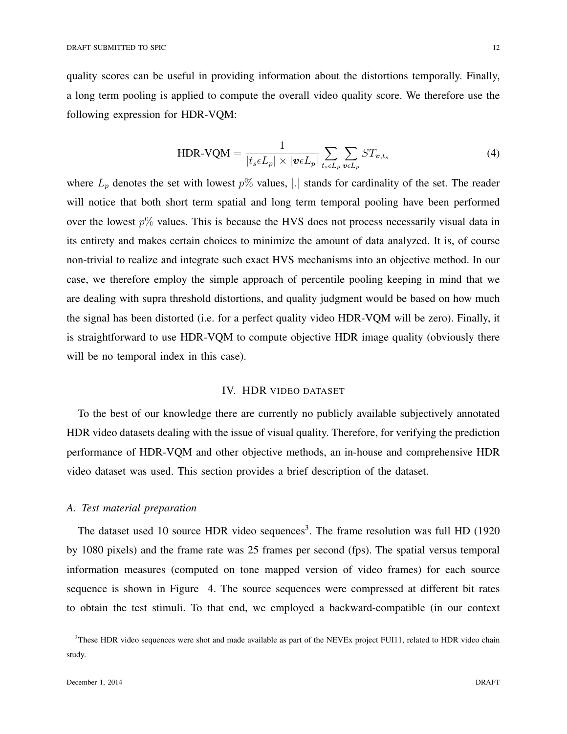quality scores can be useful in providing information about the distortions temporally. Finally, a long term pooling is applied to compute the overall video quality score. We therefore use the following expression for HDR-VQM:

$$\text{HDR-VQM} = \frac{1}{|t_s \epsilon L_p| \times |\boldsymbol{v} \epsilon L_p|} \sum_{t_s \epsilon L_p} \sum_{\boldsymbol{v} \epsilon L_p} ST_{\boldsymbol{v},t_s} \tag{4}$$

where $L_p$ denotes the set with lowest $p\%$ values, $|.|$ stands for cardinality of the set. The reader will notice that both short term spatial and long term temporal pooling have been performed over the lowest $p\%$ values. This is because the HVS does not process necessarily visual data in its entirety and makes certain choices to minimize the amount of data analyzed. It is, of course non-trivial to realize and integrate such exact HVS mechanisms into an objective method. In our case, we therefore employ the simple approach of percentile pooling keeping in mind that we are dealing with supra threshold distortions, and quality judgment would be based on how much the signal has been distorted (i.e. for a perfect quality video HDR-VQM will be zero). Finally, it is straightforward to use HDR-VQM to compute objective HDR image quality (obviously there will be no temporal index in this case).

## IV. HDR VIDEO DATASET

To the best of our knowledge there are currently no publicly available subjectively annotated HDR video datasets dealing with the issue of visual quality. Therefore, for verifying the prediction performance of HDR-VQM and other objective methods, an in-house and comprehensive HDR video dataset was used. This section provides a brief description of the dataset.

### *A. Test material preparation*

The dataset used 10 source HDR video sequences[3]. The frame resolution was full HD (1920 by 1080 pixels) and the frame rate was 25 frames per second (fps). The spatial versus temporal information measures (computed on tone mapped version of video frames) for each source sequence is shown in Figure 4. The source sequences were compressed at different bit rates to obtain the test stimuli. To that end, we employed a backward-compatible (in our context

[3]These HDR video sequences were shot and made available as part of the NEVEx project FUI11, related to HDR video chain study.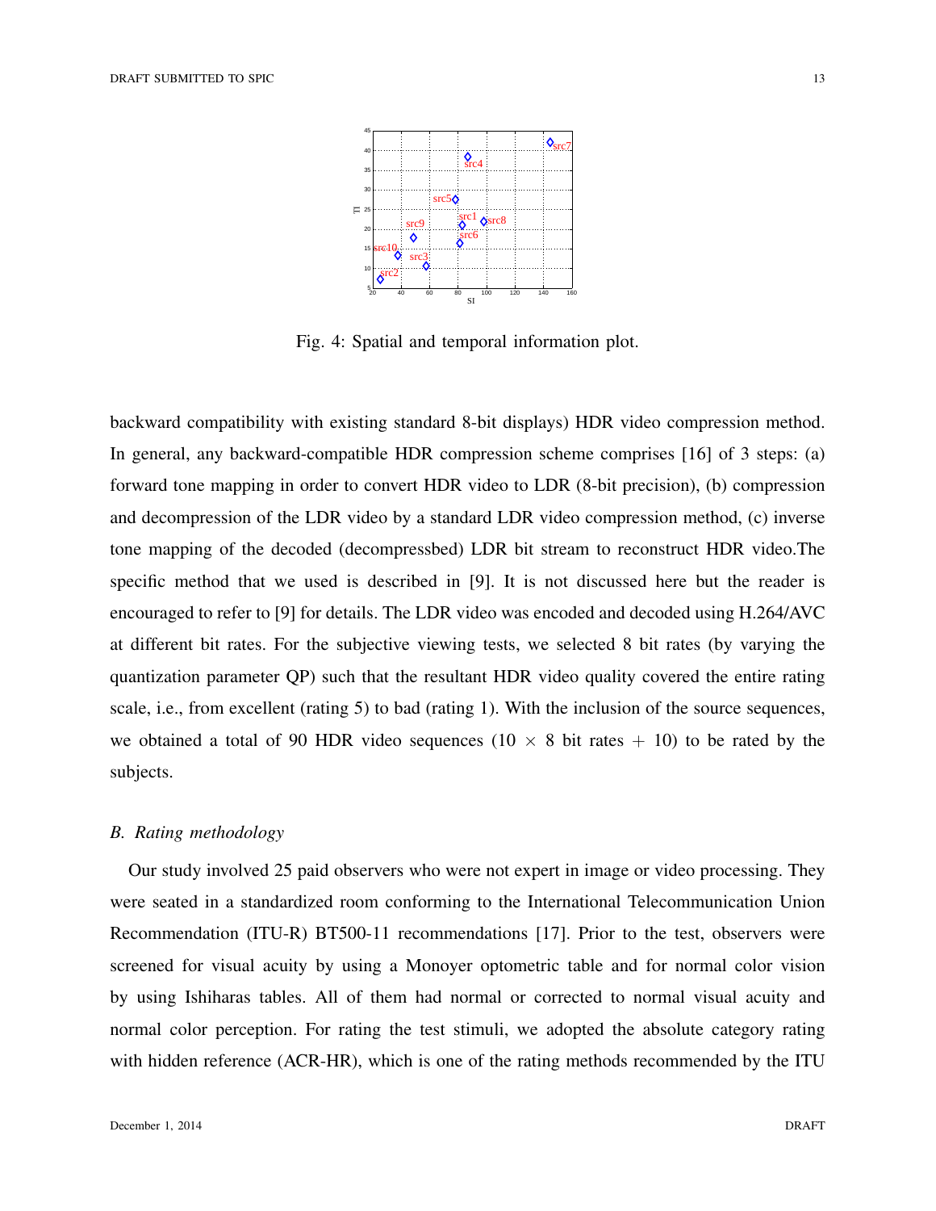Fig. 4: Spatial and temporal information plot.

backward compatibility with existing standard 8-bit displays) HDR video compression method. In general, any backward-compatible HDR compression scheme comprises [16] of 3 steps: (a) forward tone mapping in order to convert HDR video to LDR (8-bit precision), (b) compression and decompression of the LDR video by a standard LDR video compression method, (c) inverse tone mapping of the decoded (decompressbed) LDR bit stream to reconstruct HDR video.The specific method that we used is described in [9]. It is not discussed here but the reader is encouraged to refer to [9] for details. The LDR video was encoded and decoded using H.264/AVC at different bit rates. For the subjective viewing tests, we selected 8 bit rates (by varying the quantization parameter QP) such that the resultant HDR video quality covered the entire rating scale, i.e., from excellent (rating 5) to bad (rating 1). With the inclusion of the source sequences, we obtained a total of 90 HDR video sequences ($10 \times 8$ bit rates $+ 10$) to be rated by the subjects.

### *B. Rating methodology*

Our study involved 25 paid observers who were not expert in image or video processing. They were seated in a standardized room conforming to the International Telecommunication Union Recommendation (ITU-R) BT500-11 recommendations [17]. Prior to the test, observers were screened for visual acuity by using a Monoyer optometric table and for normal color vision by using Ishiharas tables. All of them had normal or corrected to normal visual acuity and normal color perception. For rating the test stimuli, we adopted the absolute category rating with hidden reference (ACR-HR), which is one of the rating methods recommended by the ITU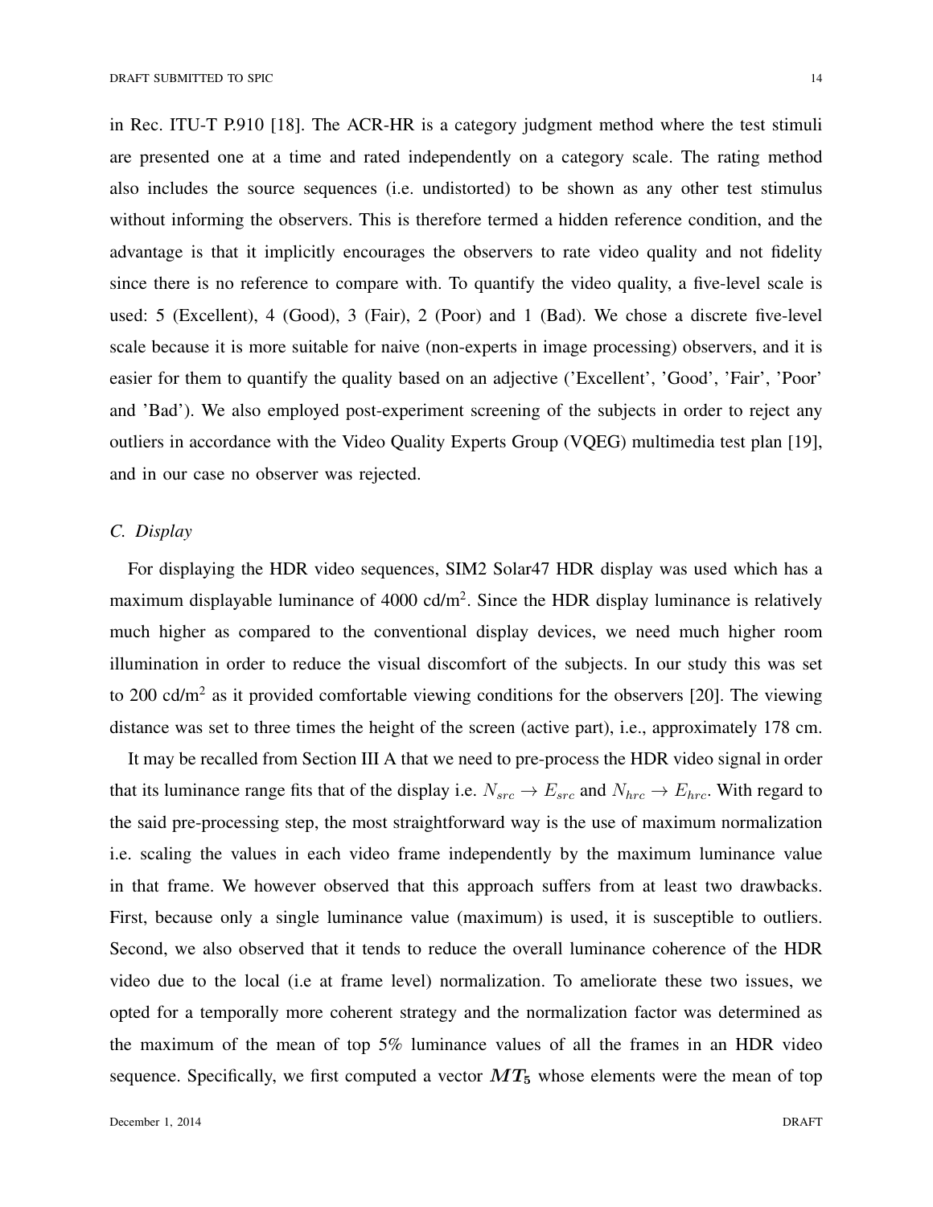in Rec. ITU-T P.910 [18]. The ACR-HR is a category judgment method where the test stimuli are presented one at a time and rated independently on a category scale. The rating method also includes the source sequences (i.e. undistorted) to be shown as any other test stimulus without informing the observers. This is therefore termed a hidden reference condition, and the advantage is that it implicitly encourages the observers to rate video quality and not fidelity since there is no reference to compare with. To quantify the video quality, a five-level scale is used: 5 (Excellent), 4 (Good), 3 (Fair), 2 (Poor) and 1 (Bad). We chose a discrete five-level scale because it is more suitable for naive (non-experts in image processing) observers, and it is easier for them to quantify the quality based on an adjective ('Excellent', 'Good', 'Fair', 'Poor' and 'Bad'). We also employed post-experiment screening of the subjects in order to reject any outliers in accordance with the Video Quality Experts Group (VQEG) multimedia test plan [19], and in our case no observer was rejected.

### C. Display

For displaying the HDR video sequences, SIM2 Solar47 HDR display was used which has a maximum displayable luminance of 4000 cd/m$^2$. Since the HDR display luminance is relatively much higher as compared to the conventional display devices, we need much higher room illumination in order to reduce the visual discomfort of the subjects. In our study this was set to 200 cd/m$^2$ as it provided comfortable viewing conditions for the observers [20]. The viewing distance was set to three times the height of the screen (active part), i.e., approximately 178 cm.

It may be recalled from Section III A that we need to pre-process the HDR video signal in order that its luminance range fits that of the display i.e. $N_{src} \rightarrow E_{src}$ and $N_{hrc} \rightarrow E_{hrc}$. With regard to the said pre-processing step, the most straightforward way is the use of maximum normalization i.e. scaling the values in each video frame independently by the maximum luminance value in that frame. We however observed that this approach suffers from at least two drawbacks. First, because only a single luminance value (maximum) is used, it is susceptible to outliers. Second, we also observed that it tends to reduce the overall luminance coherence of the HDR video due to the local (i.e at frame level) normalization. To ameliorate these two issues, we opted for a temporally more coherent strategy and the normalization factor was determined as the maximum of the mean of top 5% luminance values of all the frames in an HDR video sequence. Specifically, we first computed a vector $\boldsymbol{MT_5}$ whose elements were the mean of top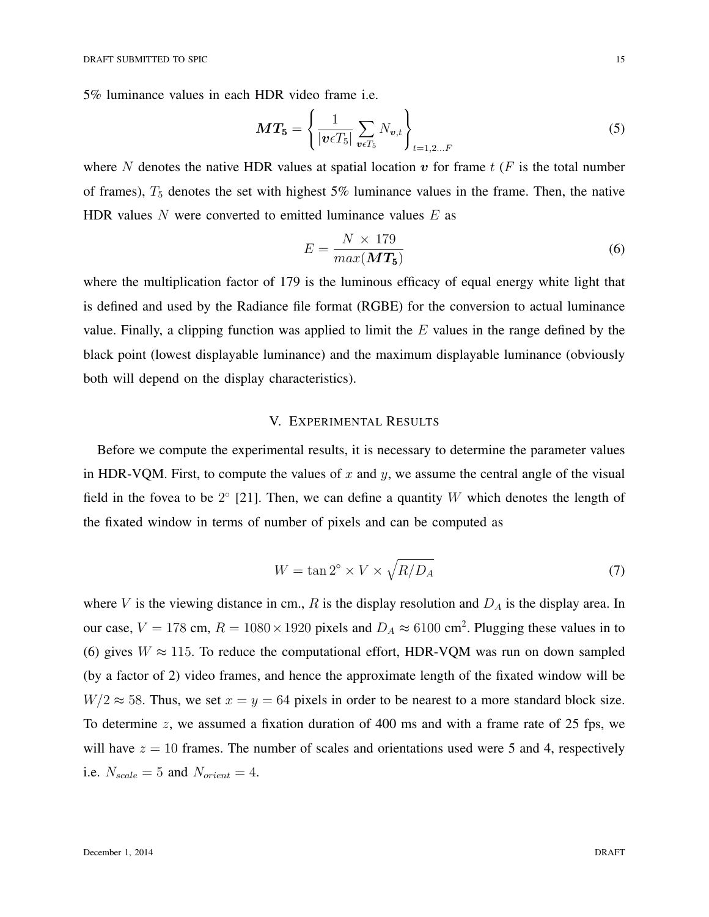5% luminance values in each HDR video frame i.e.

$$\boldsymbol{MT_5} = \left\{ \frac{1}{|\boldsymbol{v} \epsilon T_5|} \sum_{\boldsymbol{v} \epsilon T_5} N_{\boldsymbol{v},t} \right\}_{t=1,2...F} \tag{5}$$

where $N$ denotes the native HDR values at spatial location $\boldsymbol{v}$ for frame $t$ ($F$ is the total number of frames), $T_5$ denotes the set with highest 5% luminance values in the frame. Then, the native HDR values $N$ were converted to emitted luminance values $E$ as

$$E = \frac{N \times 179}{max(\boldsymbol{MT_5})} \tag{6}$$

where the multiplication factor of 179 is the luminous efficacy of equal energy white light that is defined and used by the Radiance file format (RGBE) for the conversion to actual luminance value. Finally, a clipping function was applied to limit the $E$ values in the range defined by the black point (lowest displayable luminance) and the maximum displayable luminance (obviously both will depend on the display characteristics).

## V. Experimental Results

Before we compute the experimental results, it is necessary to determine the parameter values in HDR-VQM. First, to compute the values of $x$ and $y$, we assume the central angle of the visual field in the fovea to be $2°$ [21]. Then, we can define a quantity $W$ which denotes the length of the fixated window in terms of number of pixels and can be computed as

$$W = \tan 2° \times V \times \sqrt{R/D_A} \tag{7}$$

where $V$ is the viewing distance in cm., $R$ is the display resolution and $D_A$ is the display area. In our case, $V = 178$ cm, $R = 1080 \times 1920$ pixels and $D_A \approx 6100$ cm$^2$. Plugging these values in to (6) gives $W \approx 115$. To reduce the computational effort, HDR-VQM was run on down sampled (by a factor of 2) video frames, and hence the approximate length of the fixated window will be $W/2 \approx 58$. Thus, we set $x = y = 64$ pixels in order to be nearest to a more standard block size. To determine $z$, we assumed a fixation duration of 400 ms and with a frame rate of 25 fps, we will have $z = 10$ frames. The number of scales and orientations used were 5 and 4, respectively i.e. $N_{scale} = 5$ and $N_{orient} = 4$.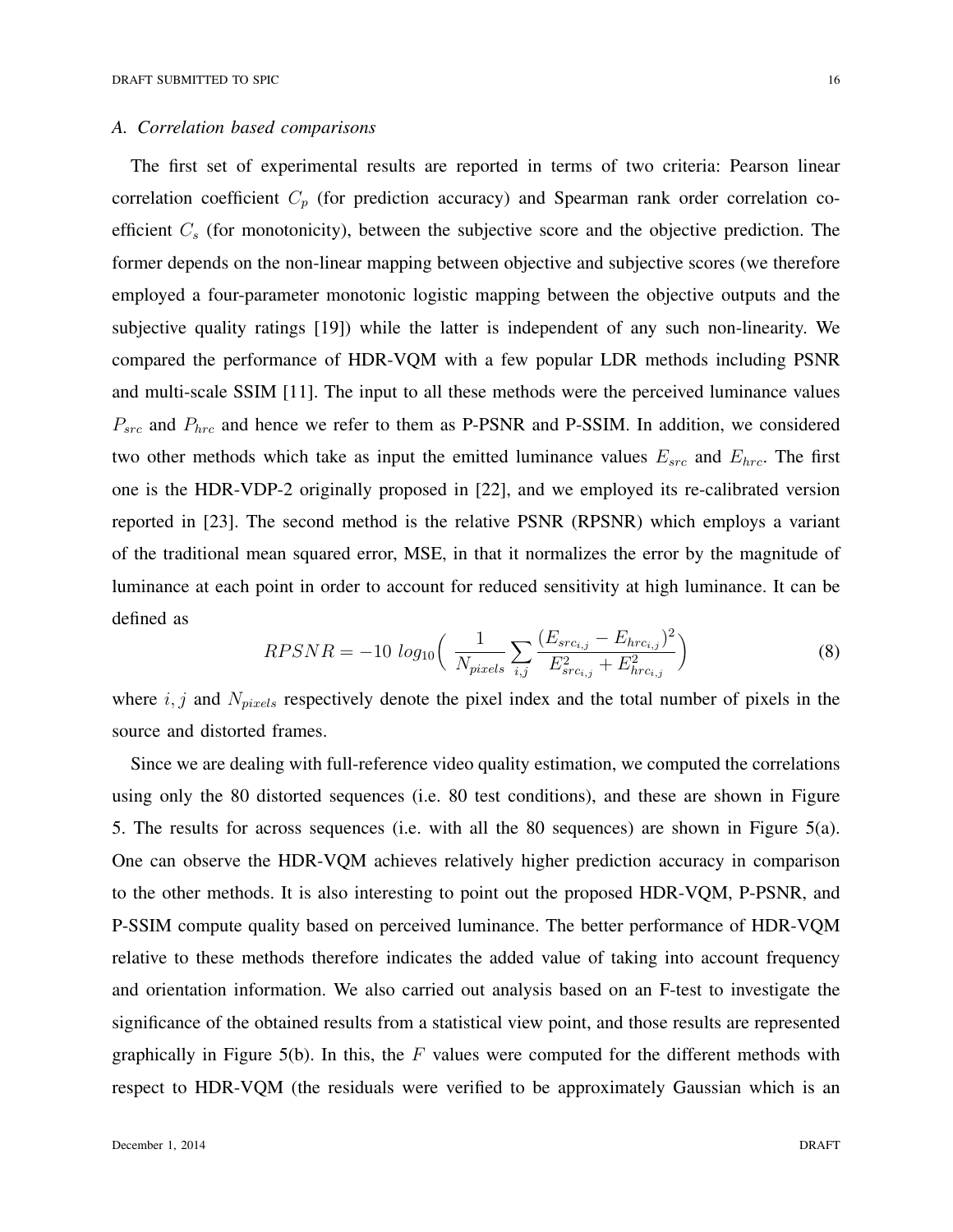### A. Correlation based comparisons

The first set of experimental results are reported in terms of two criteria: Pearson linear correlation coefficient $C_p$ (for prediction accuracy) and Spearman rank order correlation coefficient $C_s$ (for monotonicity), between the subjective score and the objective prediction. The former depends on the non-linear mapping between objective and subjective scores (we therefore employed a four-parameter monotonic logistic mapping between the objective outputs and the subjective quality ratings [19]) while the latter is independent of any such non-linearity. We compared the performance of HDR-VQM with a few popular LDR methods including PSNR and multi-scale SSIM [11]. The input to all these methods were the perceived luminance values $P_{src}$ and $P_{hrc}$ and hence we refer to them as P-PSNR and P-SSIM. In addition, we considered two other methods which take as input the emitted luminance values $E_{src}$ and $E_{hrc}$. The first one is the HDR-VDP-2 originally proposed in [22], and we employed its re-calibrated version reported in [23]. The second method is the relative PSNR (RPSNR) which employs a variant of the traditional mean squared error, MSE, in that it normalizes the error by the magnitude of luminance at each point in order to account for reduced sensitivity at high luminance. It can be defined as

$$RPSNR = -10 \ log_{10}\Big( \frac{1}{N_{pixels}} \sum_{i,j} \frac{(E_{src_{i,j}} - E_{hrc_{i,j}})^2}{E^2_{src_{i,j}} + E^2_{hrc_{i,j}}} \Big) \tag{8}$$

where $i, j$ and $N_{pixels}$ respectively denote the pixel index and the total number of pixels in the source and distorted frames.

Since we are dealing with full-reference video quality estimation, we computed the correlations using only the 80 distorted sequences (i.e. 80 test conditions), and these are shown in Figure 5. The results for across sequences (i.e. with all the 80 sequences) are shown in Figure 5(a). One can observe the HDR-VQM achieves relatively higher prediction accuracy in comparison to the other methods. It is also interesting to point out the proposed HDR-VQM, P-PSNR, and P-SSIM compute quality based on perceived luminance. The better performance of HDR-VQM relative to these methods therefore indicates the added value of taking into account frequency and orientation information. We also carried out analysis based on an F-test to investigate the significance of the obtained results from a statistical view point, and those results are represented graphically in Figure 5(b). In this, the $F$ values were computed for the different methods with respect to HDR-VQM (the residuals were verified to be approximately Gaussian which is an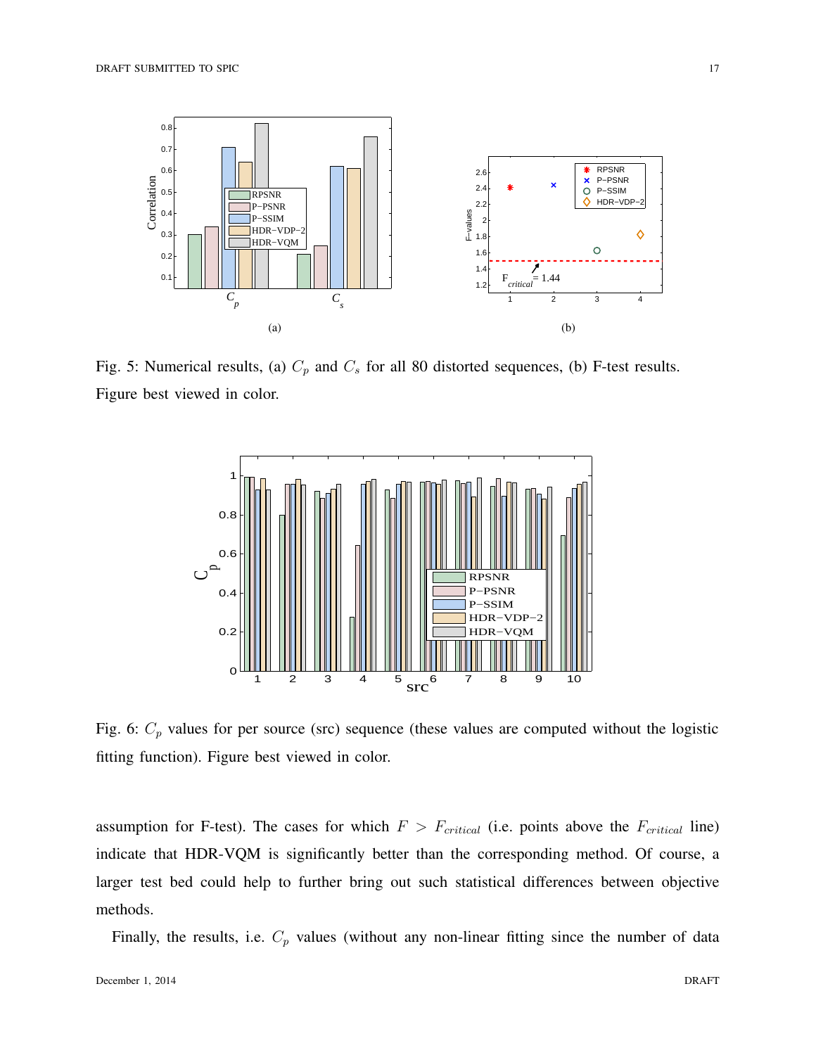Fig. 5: Numerical results, (a) $C_p$ and $C_s$ for all 80 distorted sequences, (b) F-test results. Figure best viewed in color.

Fig. 6: $C_p$ values for per source (src) sequence (these values are computed without the logistic fitting function). Figure best viewed in color.

assumption for F-test). The cases for which $F > F_{critical}$ (i.e. points above the $F_{critical}$ line) indicate that HDR-VQM is significantly better than the corresponding method. Of course, a larger test bed could help to further bring out such statistical differences between objective methods.

Finally, the results, i.e. $C_p$ values (without any non-linear fitting since the number of data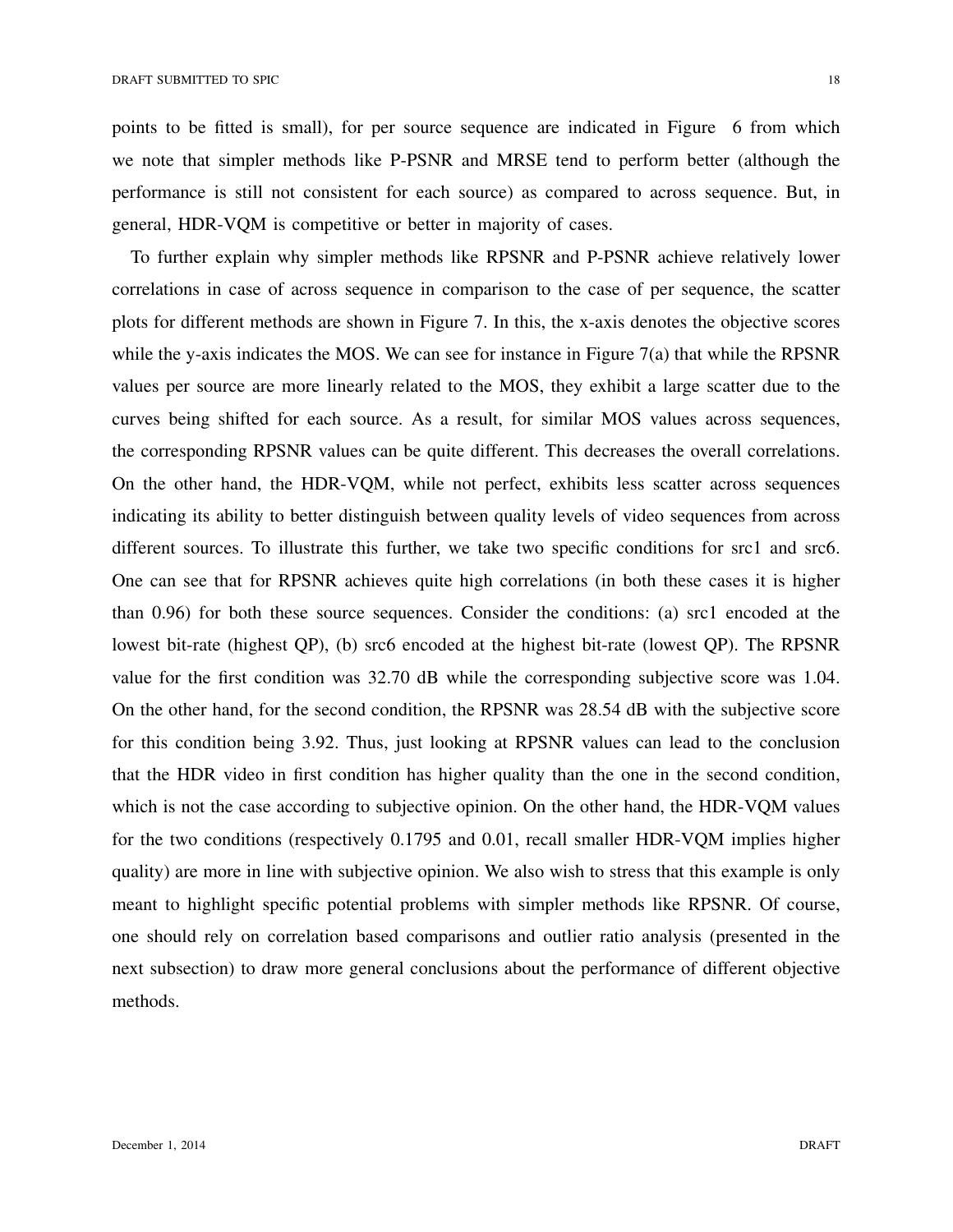points to be fitted is small), for per source sequence are indicated in Figure 6 from which we note that simpler methods like P-PSNR and MRSE tend to perform better (although the performance is still not consistent for each source) as compared to across sequence. But, in general, HDR-VQM is competitive or better in majority of cases.

To further explain why simpler methods like RPSNR and P-PSNR achieve relatively lower correlations in case of across sequence in comparison to the case of per sequence, the scatter plots for different methods are shown in Figure 7. In this, the x-axis denotes the objective scores while the y-axis indicates the MOS. We can see for instance in Figure 7(a) that while the RPSNR values per source are more linearly related to the MOS, they exhibit a large scatter due to the curves being shifted for each source. As a result, for similar MOS values across sequences, the corresponding RPSNR values can be quite different. This decreases the overall correlations. On the other hand, the HDR-VQM, while not perfect, exhibits less scatter across sequences indicating its ability to better distinguish between quality levels of video sequences from across different sources. To illustrate this further, we take two specific conditions for src1 and src6. One can see that for RPSNR achieves quite high correlations (in both these cases it is higher than 0.96) for both these source sequences. Consider the conditions: (a) src1 encoded at the lowest bit-rate (highest QP), (b) src6 encoded at the highest bit-rate (lowest QP). The RPSNR value for the first condition was 32.70 dB while the corresponding subjective score was 1.04. On the other hand, for the second condition, the RPSNR was 28.54 dB with the subjective score for this condition being 3.92. Thus, just looking at RPSNR values can lead to the conclusion that the HDR video in first condition has higher quality than the one in the second condition, which is not the case according to subjective opinion. On the other hand, the HDR-VQM values for the two conditions (respectively 0.1795 and 0.01, recall smaller HDR-VQM implies higher quality) are more in line with subjective opinion. We also wish to stress that this example is only meant to highlight specific potential problems with simpler methods like RPSNR. Of course, one should rely on correlation based comparisons and outlier ratio analysis (presented in the next subsection) to draw more general conclusions about the performance of different objective methods.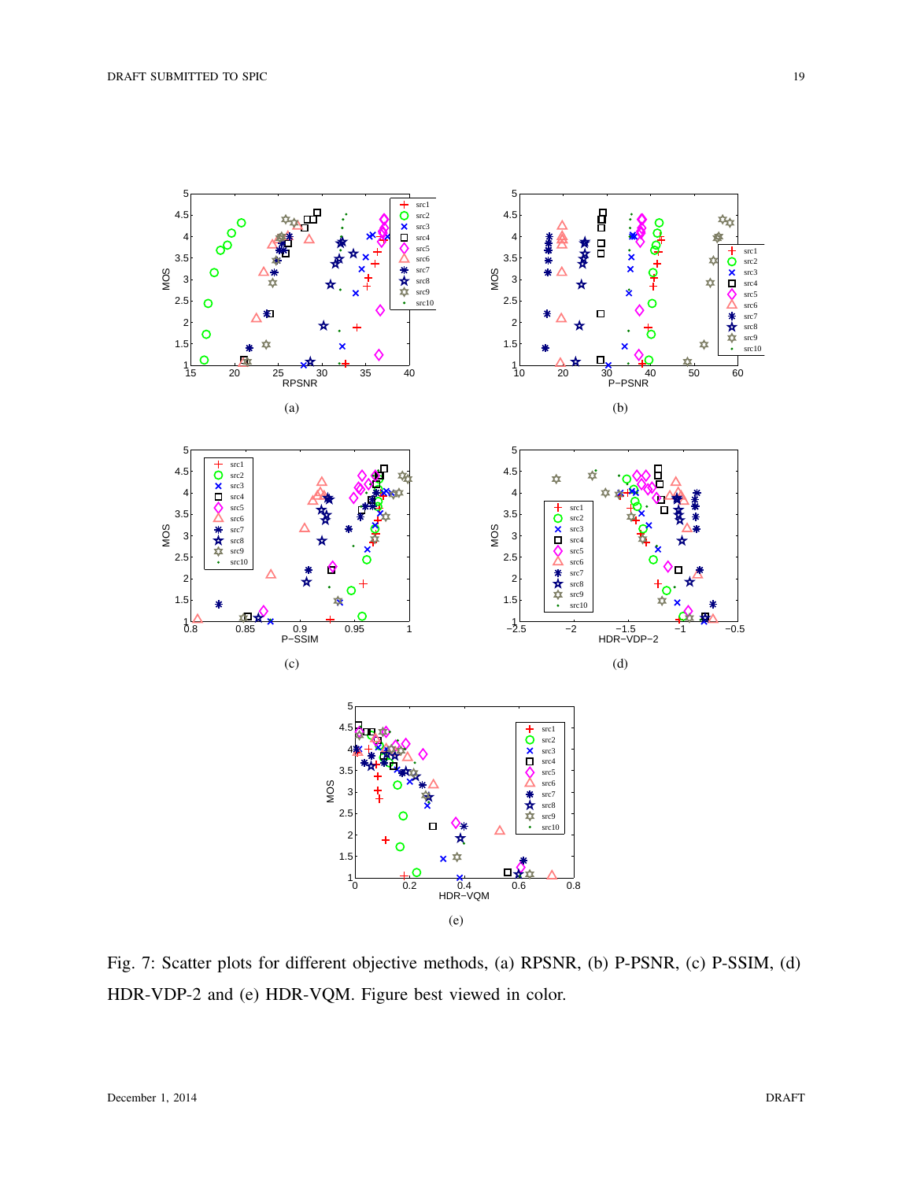(a)

(b)

(c)

(d)

(e)

Fig. 7: Scatter plots for different objective methods, (a) RPSNR, (b) P-PSNR, (c) P-SSIM, (d) HDR-VDP-2 and (e) HDR-VQM. Figure best viewed in color.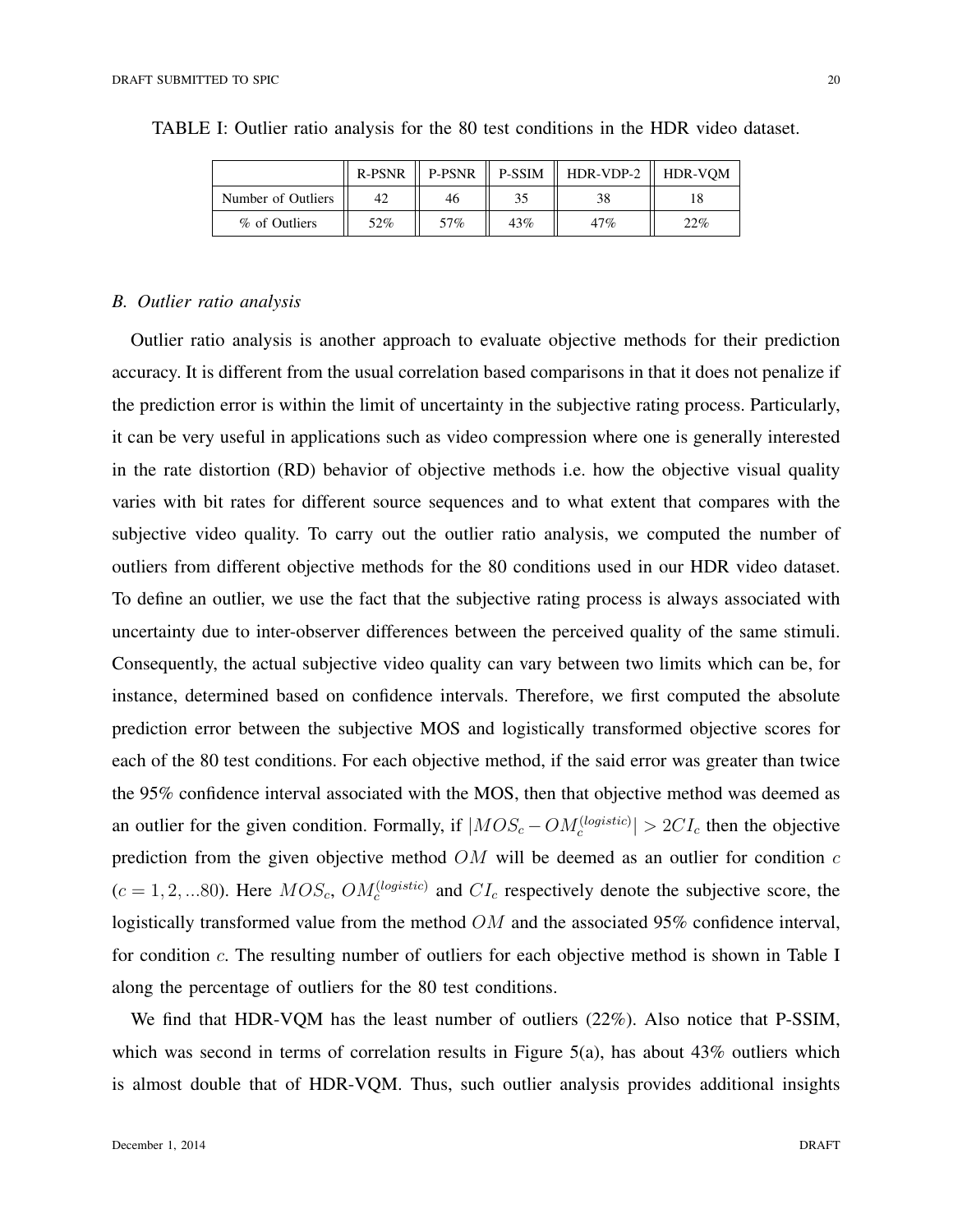TABLE I: Outlier ratio analysis for the 80 test conditions in the HDR video dataset.

| | R-PSNR | P-PSNR | P-SSIM | HDR-VDP-2 | HDR-VQM |
|---|---|---|---|---|---|
| Number of Outliers | 42 | 46 | 35 | 38 | 18 |
| % of Outliers | 52% | 57% | 43% | 47% | 22% |

### *B. Outlier ratio analysis*

Outlier ratio analysis is another approach to evaluate objective methods for their prediction accuracy. It is different from the usual correlation based comparisons in that it does not penalize if the prediction error is within the limit of uncertainty in the subjective rating process. Particularly, it can be very useful in applications such as video compression where one is generally interested in the rate distortion (RD) behavior of objective methods i.e. how the objective visual quality varies with bit rates for different source sequences and to what extent that compares with the subjective video quality. To carry out the outlier ratio analysis, we computed the number of outliers from different objective methods for the 80 conditions used in our HDR video dataset. To define an outlier, we use the fact that the subjective rating process is always associated with uncertainty due to inter-observer differences between the perceived quality of the same stimuli. Consequently, the actual subjective video quality can vary between two limits which can be, for instance, determined based on confidence intervals. Therefore, we first computed the absolute prediction error between the subjective MOS and logistically transformed objective scores for each of the 80 test conditions. For each objective method, if the said error was greater than twice the 95% confidence interval associated with the MOS, then that objective method was deemed as an outlier for the given condition. Formally, if $|MOS_c - OM_c^{(logistic)}| > 2CI_c$ then the objective prediction from the given objective method $OM$ will be deemed as an outlier for condition $c$ ($c = 1, 2, ...80$). Here $MOS_c$, $OM_c^{(logistic)}$ and $CI_c$ respectively denote the subjective score, the logistically transformed value from the method $OM$ and the associated 95% confidence interval, for condition $c$. The resulting number of outliers for each objective method is shown in Table I along the percentage of outliers for the 80 test conditions.

We find that HDR-VQM has the least number of outliers (22%). Also notice that P-SSIM, which was second in terms of correlation results in Figure 5(a), has about 43% outliers which is almost double that of HDR-VQM. Thus, such outlier analysis provides additional insights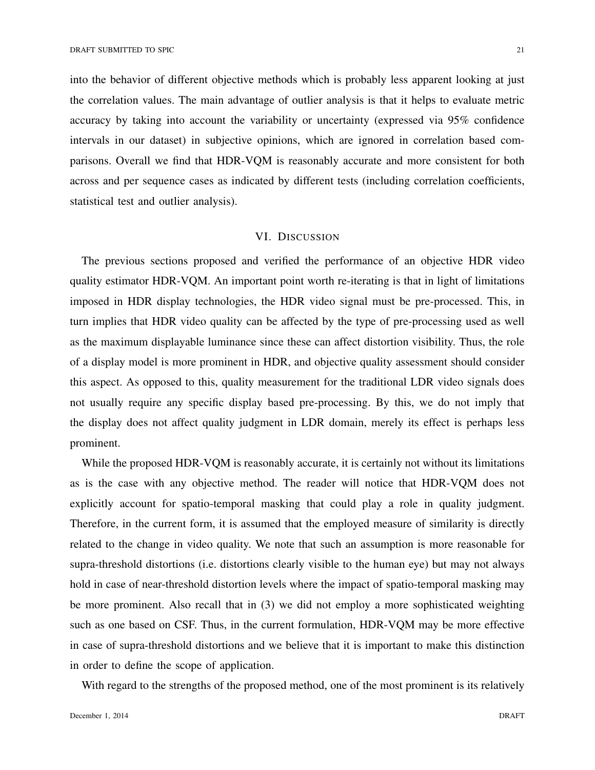into the behavior of different objective methods which is probably less apparent looking at just the correlation values. The main advantage of outlier analysis is that it helps to evaluate metric accuracy by taking into account the variability or uncertainty (expressed via 95% confidence intervals in our dataset) in subjective opinions, which are ignored in correlation based comparisons. Overall we find that HDR-VQM is reasonably accurate and more consistent for both across and per sequence cases as indicated by different tests (including correlation coefficients, statistical test and outlier analysis).

## VI. Discussion

The previous sections proposed and verified the performance of an objective HDR video quality estimator HDR-VQM. An important point worth re-iterating is that in light of limitations imposed in HDR display technologies, the HDR video signal must be pre-processed. This, in turn implies that HDR video quality can be affected by the type of pre-processing used as well as the maximum displayable luminance since these can affect distortion visibility. Thus, the role of a display model is more prominent in HDR, and objective quality assessment should consider this aspect. As opposed to this, quality measurement for the traditional LDR video signals does not usually require any specific display based pre-processing. By this, we do not imply that the display does not affect quality judgment in LDR domain, merely its effect is perhaps less prominent.

While the proposed HDR-VQM is reasonably accurate, it is certainly not without its limitations as is the case with any objective method. The reader will notice that HDR-VQM does not explicitly account for spatio-temporal masking that could play a role in quality judgment. Therefore, in the current form, it is assumed that the employed measure of similarity is directly related to the change in video quality. We note that such an assumption is more reasonable for supra-threshold distortions (i.e. distortions clearly visible to the human eye) but may not always hold in case of near-threshold distortion levels where the impact of spatio-temporal masking may be more prominent. Also recall that in (3) we did not employ a more sophisticated weighting such as one based on CSF. Thus, in the current formulation, HDR-VQM may be more effective in case of supra-threshold distortions and we believe that it is important to make this distinction in order to define the scope of application.

With regard to the strengths of the proposed method, one of the most prominent is its relatively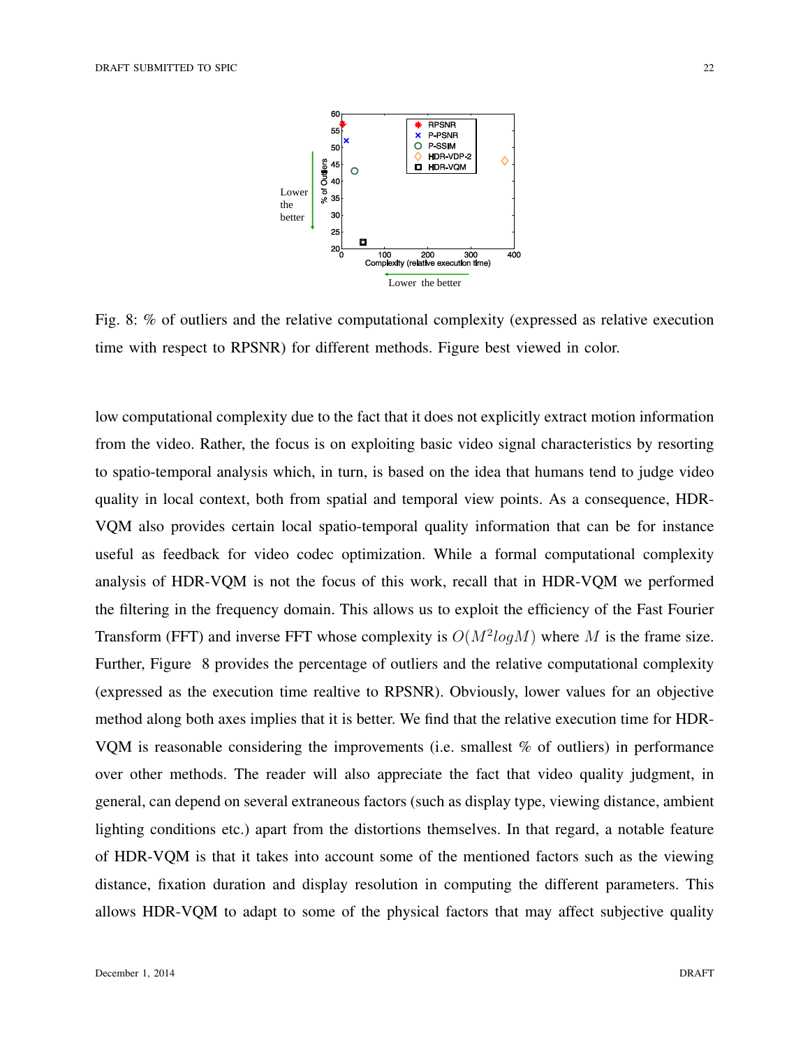Fig. 8: % of outliers and the relative computational complexity (expressed as relative execution time with respect to RPSNR) for different methods. Figure best viewed in color.

low computational complexity due to the fact that it does not explicitly extract motion information from the video. Rather, the focus is on exploiting basic video signal characteristics by resorting to spatio-temporal analysis which, in turn, is based on the idea that humans tend to judge video quality in local context, both from spatial and temporal view points. As a consequence, HDR-VQM also provides certain local spatio-temporal quality information that can be for instance useful as feedback for video codec optimization. While a formal computational complexity analysis of HDR-VQM is not the focus of this work, recall that in HDR-VQM we performed the filtering in the frequency domain. This allows us to exploit the efficiency of the Fast Fourier Transform (FFT) and inverse FFT whose complexity is $O(M^2 log M)$ where $M$ is the frame size. Further, Figure 8 provides the percentage of outliers and the relative computational complexity (expressed as the execution time realtive to RPSNR). Obviously, lower values for an objective method along both axes implies that it is better. We find that the relative execution time for HDR-VQM is reasonable considering the improvements (i.e. smallest % of outliers) in performance over other methods. The reader will also appreciate the fact that video quality judgment, in general, can depend on several extraneous factors (such as display type, viewing distance, ambient lighting conditions etc.) apart from the distortions themselves. In that regard, a notable feature of HDR-VQM is that it takes into account some of the mentioned factors such as the viewing distance, fixation duration and display resolution in computing the different parameters. This allows HDR-VQM to adapt to some of the physical factors that may affect subjective quality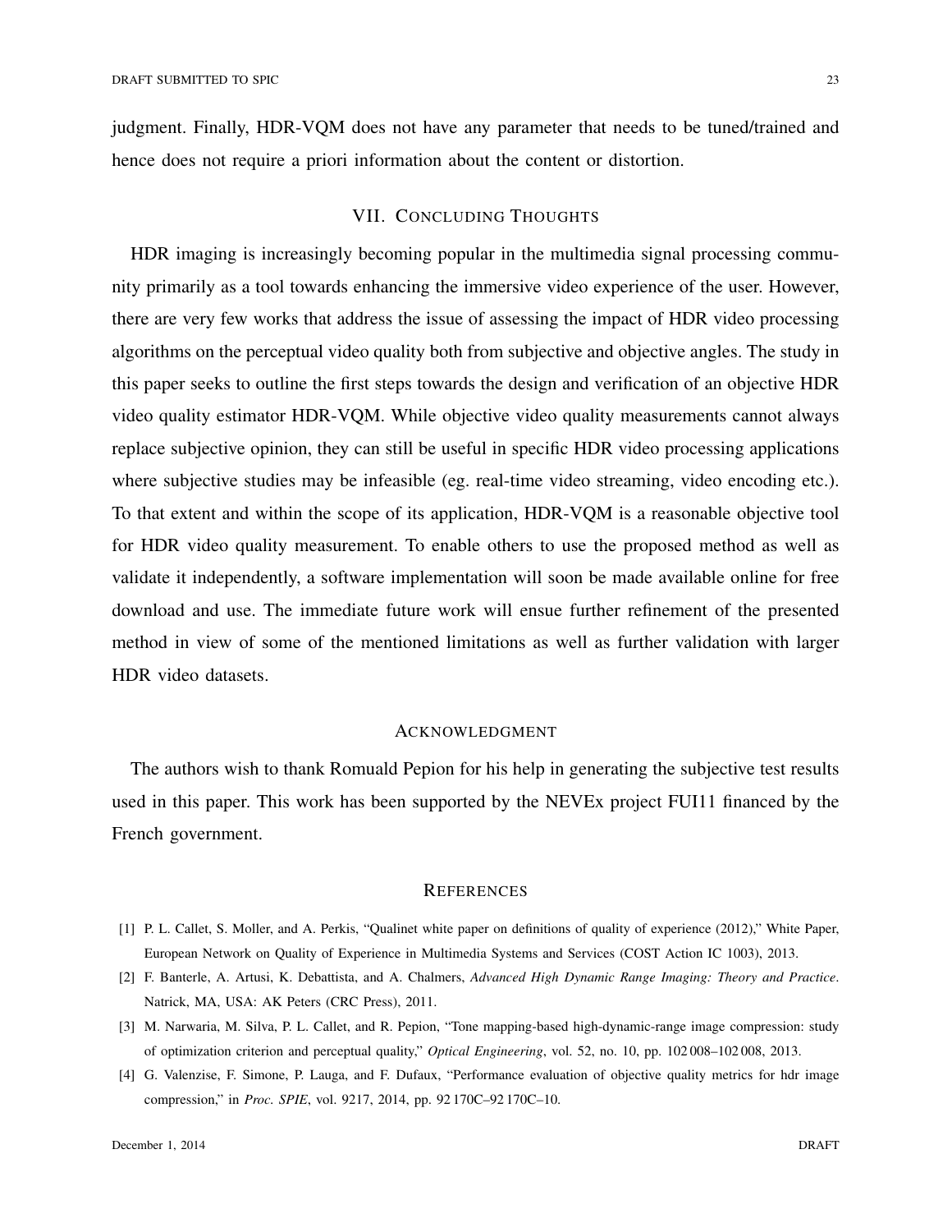judgment. Finally, HDR-VQM does not have any parameter that needs to be tuned/trained and hence does not require a priori information about the content or distortion.

## VII. Concluding Thoughts

HDR imaging is increasingly becoming popular in the multimedia signal processing community primarily as a tool towards enhancing the immersive video experience of the user. However, there are very few works that address the issue of assessing the impact of HDR video processing algorithms on the perceptual video quality both from subjective and objective angles. The study in this paper seeks to outline the first steps towards the design and verification of an objective HDR video quality estimator HDR-VQM. While objective video quality measurements cannot always replace subjective opinion, they can still be useful in specific HDR video processing applications where subjective studies may be infeasible (eg. real-time video streaming, video encoding etc.). To that extent and within the scope of its application, HDR-VQM is a reasonable objective tool for HDR video quality measurement. To enable others to use the proposed method as well as validate it independently, a software implementation will soon be made available online for free download and use. The immediate future work will ensue further refinement of the presented method in view of some of the mentioned limitations as well as further validation with larger HDR video datasets.

## Acknowledgment

The authors wish to thank Romuald Pepion for his help in generating the subjective test results used in this paper. This work has been supported by the NEVEx project FUI11 financed by the French government.

## References

[1] P. L. Callet, S. Moller, and A. Perkis, "Qualinet white paper on definitions of quality of experience (2012)," White Paper, European Network on Quality of Experience in Multimedia Systems and Services (COST Action IC 1003), 2013.

[2] F. Banterle, A. Artusi, K. Debattista, and A. Chalmers, *Advanced High Dynamic Range Imaging: Theory and Practice*. Natrick, MA, USA: AK Peters (CRC Press), 2011.

[3] M. Narwaria, M. Silva, P. L. Callet, and R. Pepion, "Tone mapping-based high-dynamic-range image compression: study of optimization criterion and perceptual quality," *Optical Engineering*, vol. 52, no. 10, pp. 102 008–102 008, 2013.

[4] G. Valenzise, F. Simone, P. Lauga, and F. Dufaux, "Performance evaluation of objective quality metrics for hdr image compression," in *Proc. SPIE*, vol. 9217, 2014, pp. 92 170C–92 170C–10.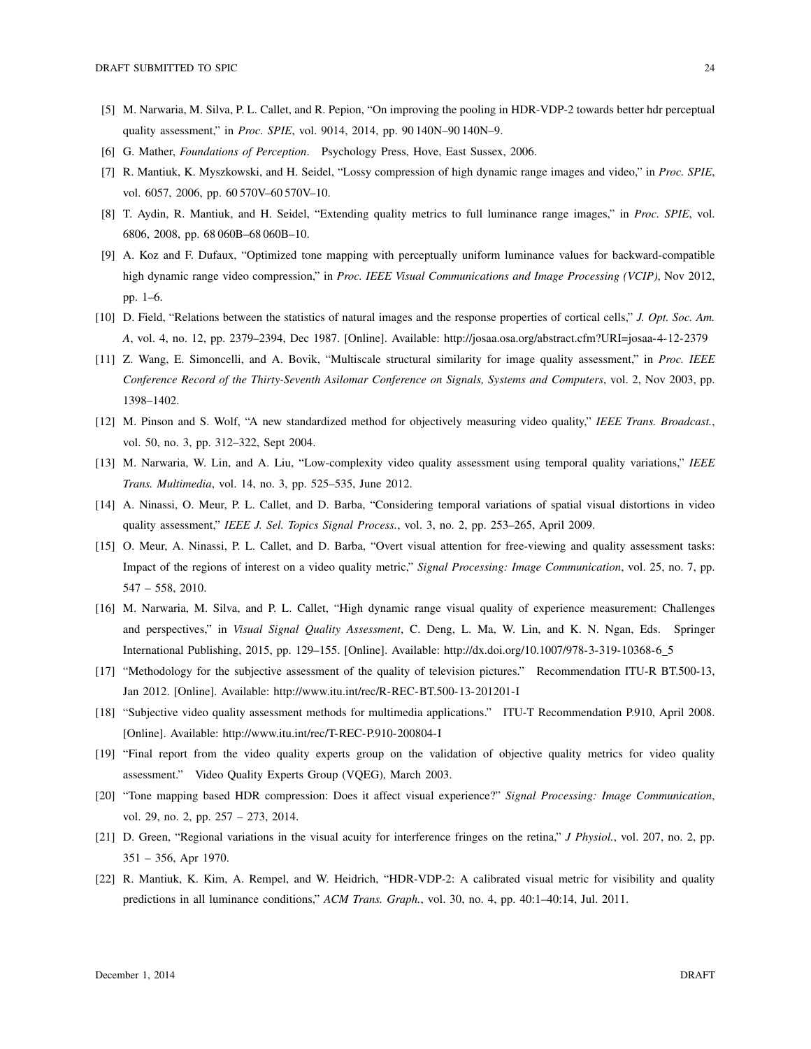[5] M. Narwaria, M. Silva, P. L. Callet, and R. Pepion, "On improving the pooling in HDR-VDP-2 towards better hdr perceptual quality assessment," in *Proc. SPIE*, vol. 9014, 2014, pp. 90 140N–90 140N–9.

[6] G. Mather, *Foundations of Perception*. Psychology Press, Hove, East Sussex, 2006.

[7] R. Mantiuk, K. Myszkowski, and H. Seidel, "Lossy compression of high dynamic range images and video," in *Proc. SPIE*, vol. 6057, 2006, pp. 60 570V–60 570V–10.

[8] T. Aydin, R. Mantiuk, and H. Seidel, "Extending quality metrics to full luminance range images," in *Proc. SPIE*, vol. 6806, 2008, pp. 68 060B–68 060B–10.

[9] A. Koz and F. Dufaux, "Optimized tone mapping with perceptually uniform luminance values for backward-compatible high dynamic range video compression," in *Proc. IEEE Visual Communications and Image Processing (VCIP)*, Nov 2012, pp. 1–6.

[10] D. Field, "Relations between the statistics of natural images and the response properties of cortical cells," *J. Opt. Soc. Am. A*, vol. 4, no. 12, pp. 2379–2394, Dec 1987. [Online]. Available: http://josaa.osa.org/abstract.cfm?URI=josaa-4-12-2379

[11] Z. Wang, E. Simoncelli, and A. Bovik, "Multiscale structural similarity for image quality assessment," in *Proc. IEEE Conference Record of the Thirty-Seventh Asilomar Conference on Signals, Systems and Computers*, vol. 2, Nov 2003, pp. 1398–1402.

[12] M. Pinson and S. Wolf, "A new standardized method for objectively measuring video quality," *IEEE Trans. Broadcast.*, vol. 50, no. 3, pp. 312–322, Sept 2004.

[13] M. Narwaria, W. Lin, and A. Liu, "Low-complexity video quality assessment using temporal quality variations," *IEEE Trans. Multimedia*, vol. 14, no. 3, pp. 525–535, June 2012.

[14] A. Ninassi, O. Meur, P. L. Callet, and D. Barba, "Considering temporal variations of spatial visual distortions in video quality assessment," *IEEE J. Sel. Topics Signal Process.*, vol. 3, no. 2, pp. 253–265, April 2009.

[15] O. Meur, A. Ninassi, P. L. Callet, and D. Barba, "Overt visual attention for free-viewing and quality assessment tasks: Impact of the regions of interest on a video quality metric," *Signal Processing: Image Communication*, vol. 25, no. 7, pp. 547 – 558, 2010.

[16] M. Narwaria, M. Silva, and P. L. Callet, "High dynamic range visual quality of experience measurement: Challenges and perspectives," in *Visual Signal Quality Assessment*, C. Deng, L. Ma, W. Lin, and K. N. Ngan, Eds. Springer International Publishing, 2015, pp. 129–155. [Online]. Available: http://dx.doi.org/10.1007/978-3-319-10368-6_5

[17] "Methodology for the subjective assessment of the quality of television pictures." Recommendation ITU-R BT.500-13, Jan 2012. [Online]. Available: http://www.itu.int/rec/R-REC-BT.500-13-201201-I

[18] "Subjective video quality assessment methods for multimedia applications." ITU-T Recommendation P.910, April 2008. [Online]. Available: http://www.itu.int/rec/T-REC-P.910-200804-I

[19] "Final report from the video quality experts group on the validation of objective quality metrics for video quality assessment." Video Quality Experts Group (VQEG), March 2003.

[20] "Tone mapping based HDR compression: Does it affect visual experience?" *Signal Processing: Image Communication*, vol. 29, no. 2, pp. 257 – 273, 2014.

[21] D. Green, "Regional variations in the visual acuity for interference fringes on the retina," *J Physiol.*, vol. 207, no. 2, pp. 351 – 356, Apr 1970.

[22] R. Mantiuk, K. Kim, A. Rempel, and W. Heidrich, "HDR-VDP-2: A calibrated visual metric for visibility and quality predictions in all luminance conditions," *ACM Trans. Graph.*, vol. 30, no. 4, pp. 40:1–40:14, Jul. 2011.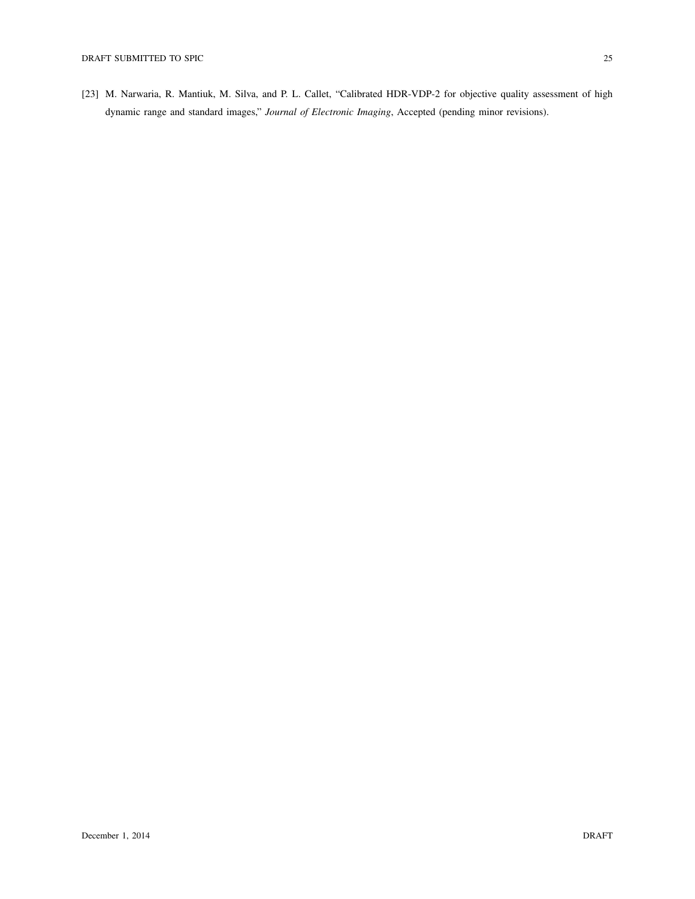[23] M. Narwaria, R. Mantiuk, M. Silva, and P. L. Callet, "Calibrated HDR-VDP-2 for objective quality assessment of high dynamic range and standard images," *Journal of Electronic Imaging*, Accepted (pending minor revisions).